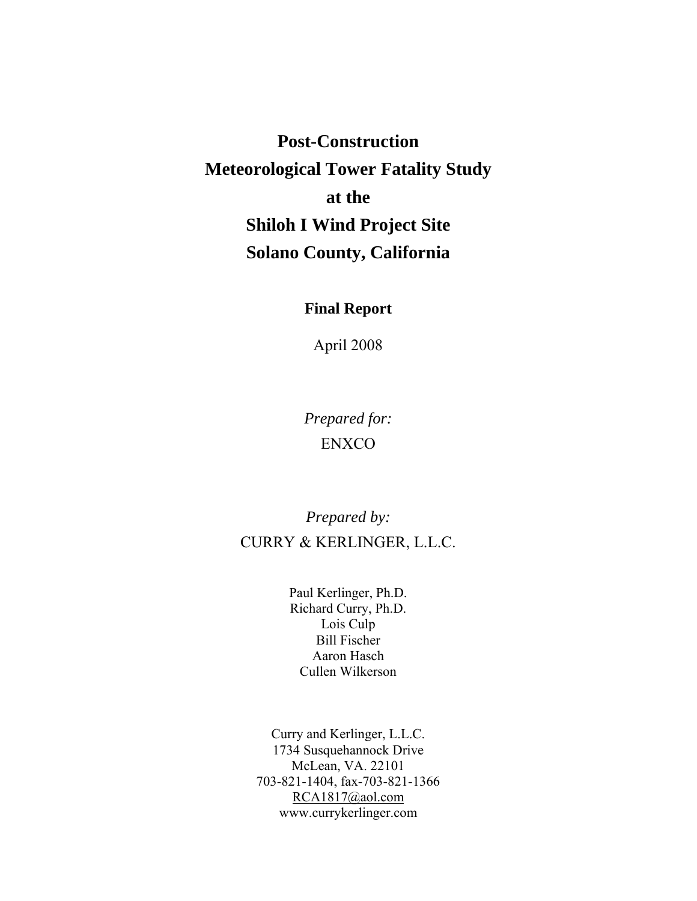# Post-Construction Meteorological Tower Fatality Study at the Shiloh I Wind Project Site Solano County, California

**Final Report**

April 2008

*Prepared for:*

ENXCO

*Prepared by:*

CURRY & KERLINGER, L.L.C.

Paul Kerlinger, Ph.D.
Richard Curry, Ph.D.
Lois Culp
Bill Fischer
Aaron Hasch
Cullen Wilkerson

Curry and Kerlinger, L.L.C.
1734 Susquehannock Drive
McLean, VA. 22101
703-821-1404, fax-703-821-1366
RCA1817@aol.com
www.currykerlinger.com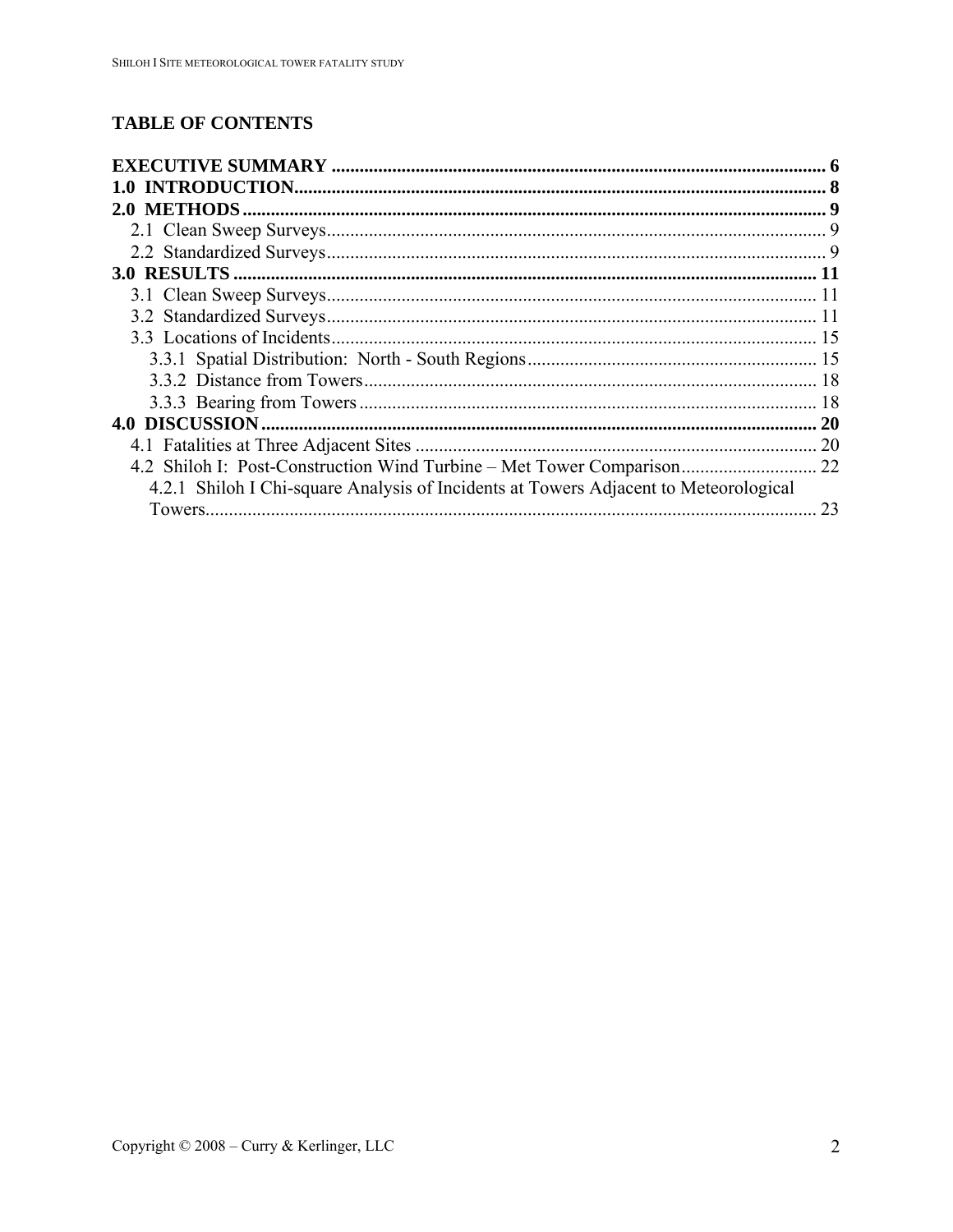## TABLE OF CONTENTS

**EXECUTIVE SUMMARY** ........................................................................................................ **6**
**1.0 INTRODUCTION** ............................................................................................................. **8**
**2.0 METHODS** ........................................................................................................................ **9**
- 2.1 Clean Sweep Surveys ......................................................................................................... 9
- 2.2 Standardized Surveys ......................................................................................................... 9

**3.0 RESULTS** ......................................................................................................................... **11**
- 3.1 Clean Sweep Surveys ........................................................................................................ 11
- 3.2 Standardized Surveys ........................................................................................................ 11
- 3.3 Locations of Incidents ....................................................................................................... 15
  - 3.3.1 Spatial Distribution: North - South Regions ............................................................. 15
  - 3.3.2 Distance from Towers ............................................................................................... 18
  - 3.3.3 Bearing from Towers ................................................................................................ 18

**4.0 DISCUSSION** .................................................................................................................... **20**
- 4.1 Fatalities at Three Adjacent Sites ..................................................................................... 20
- 4.2 Shiloh I: Post-Construction Wind Turbine – Met Tower Comparison ............................. 22
  - 4.2.1 Shiloh I Chi-square Analysis of Incidents at Towers Adjacent to Meteorological Towers ........................................................................................................................... 23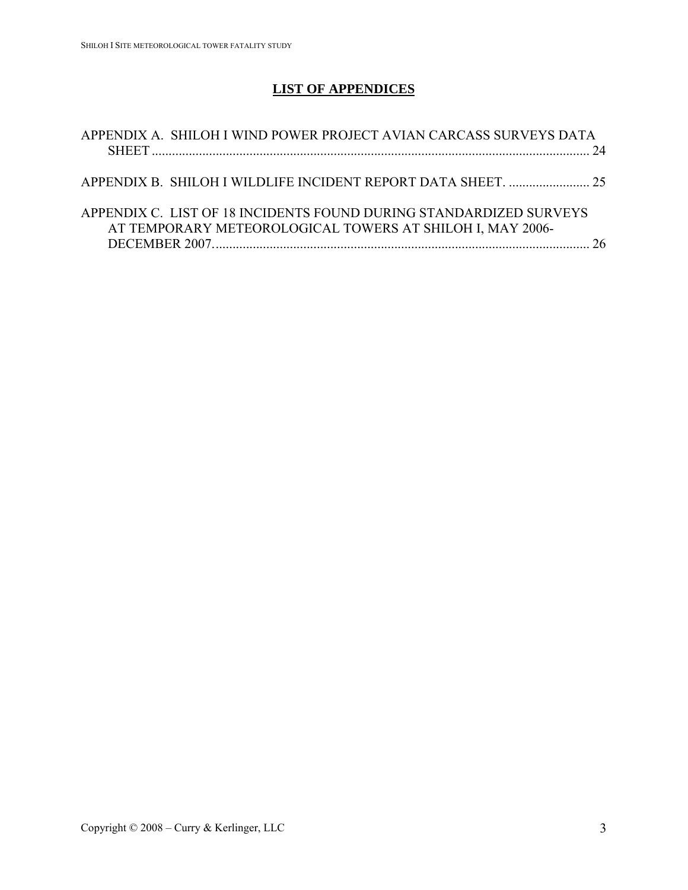# LIST OF APPENDICES

APPENDIX A. SHILOH I WIND POWER PROJECT AVIAN CARCASS SURVEYS DATA SHEET ........ 24

APPENDIX B. SHILOH I WILDLIFE INCIDENT REPORT DATA SHEET. ........ 25

APPENDIX C. LIST OF 18 INCIDENTS FOUND DURING STANDARDIZED SURVEYS AT TEMPORARY METEOROLOGICAL TOWERS AT SHILOH I, MAY 2006-DECEMBER 2007. ........ 26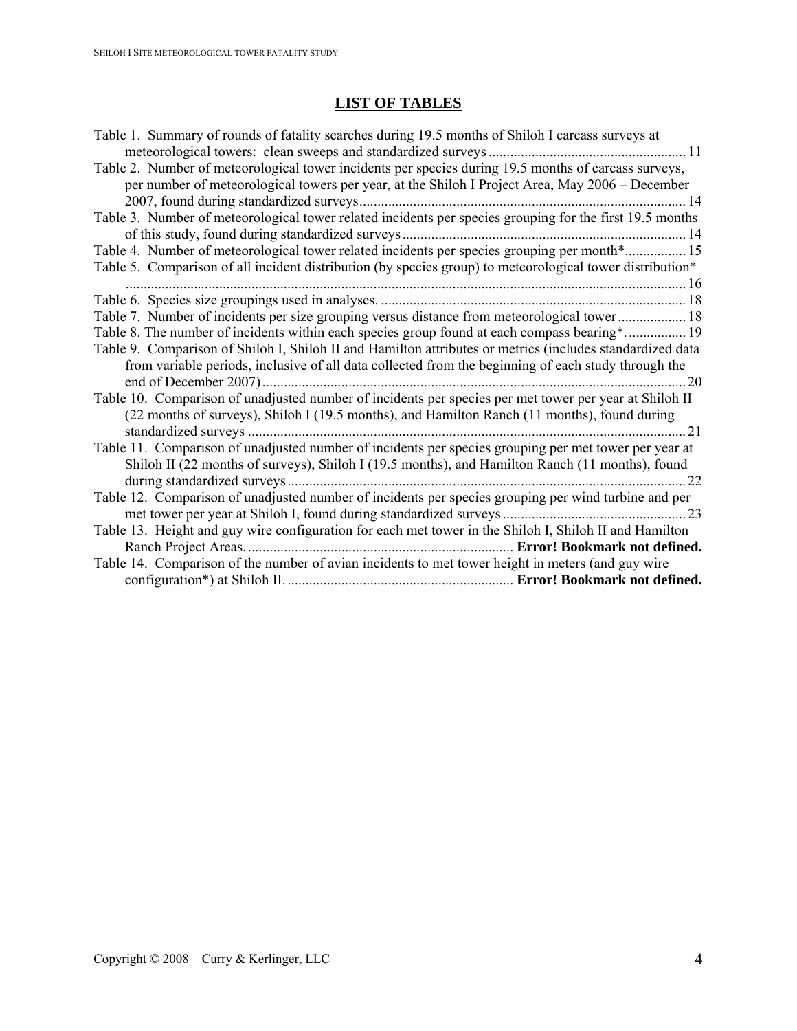# LIST OF TABLES

Table 1. Summary of rounds of fatality searches during 19.5 months of Shiloh I carcass surveys at meteorological towers: clean sweeps and standardized surveys ....................................................... 11

Table 2. Number of meteorological tower incidents per species during 19.5 months of carcass surveys, per number of meteorological towers per year, at the Shiloh I Project Area, May 2006 – December 2007, found during standardized surveys ........................................................................................... 14

Table 3. Number of meteorological tower related incidents per species grouping for the first 19.5 months of this study, found during standardized surveys .............................................................................. 14

Table 4. Number of meteorological tower related incidents per species grouping per month*................. 15

Table 5. Comparison of all incident distribution (by species group) to meteorological tower distribution* .......................................................................................................................................................... 16

Table 6. Species size groupings used in analyses. .................................................................................... 18

Table 7. Number of incidents per size grouping versus distance from meteorological tower ................... 18

Table 8. The number of incidents within each species group found at each compass bearing*. ................ 19

Table 9. Comparison of Shiloh I, Shiloh II and Hamilton attributes or metrics (includes standardized data from variable periods, inclusive of all data collected from the beginning of each study through the end of December 2007) ...................................................................................................................... 20

Table 10. Comparison of unadjusted number of incidents per species per met tower per year at Shiloh II (22 months of surveys), Shiloh I (19.5 months), and Hamilton Ranch (11 months), found during standardized surveys .......................................................................................................................... 21

Table 11. Comparison of unadjusted number of incidents per species grouping per met tower per year at Shiloh II (22 months of surveys), Shiloh I (19.5 months), and Hamilton Ranch (11 months), found during standardized surveys .............................................................................................................. 22

Table 12. Comparison of unadjusted number of incidents per species grouping per wind turbine and per met tower per year at Shiloh I, found during standardized surveys ................................................... 23

Table 13. Height and guy wire configuration for each met tower in the Shiloh I, Shiloh II and Hamilton Ranch Project Areas. ......................................................................... **Error! Bookmark not defined.**

Table 14. Comparison of the number of avian incidents to met tower height in meters (and guy wire configuration*) at Shiloh II. ............................................................... **Error! Bookmark not defined.**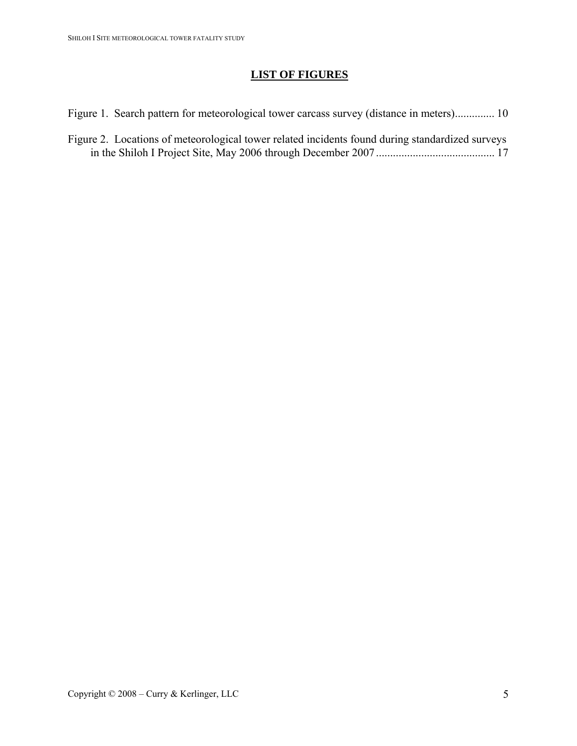## LIST OF FIGURES

Figure 1. Search pattern for meteorological tower carcass survey (distance in meters)............. 10

Figure 2. Locations of meteorological tower related incidents found during standardized surveys in the Shiloh I Project Site, May 2006 through December 2007.......................................... 17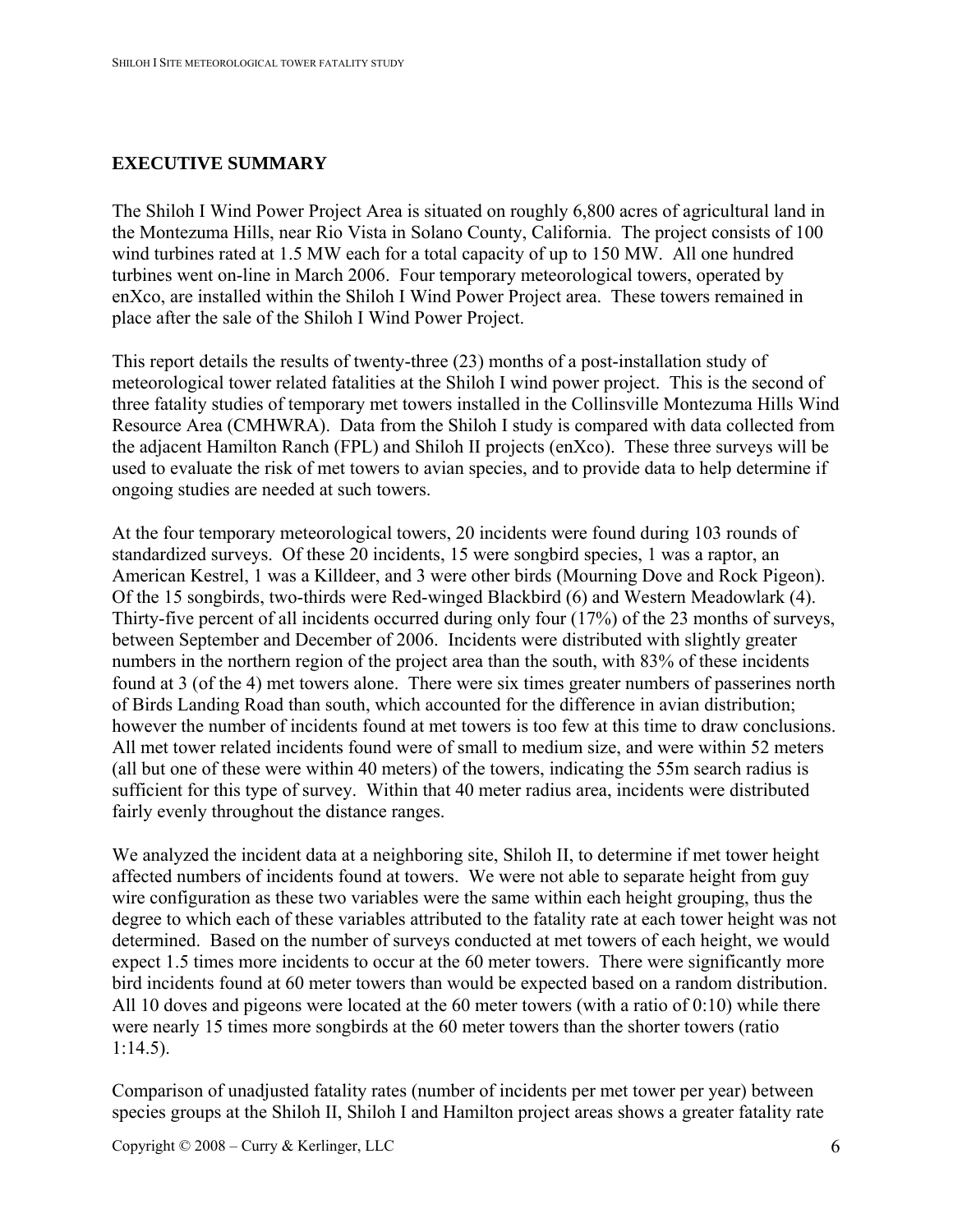## EXECUTIVE SUMMARY

The Shiloh I Wind Power Project Area is situated on roughly 6,800 acres of agricultural land in the Montezuma Hills, near Rio Vista in Solano County, California. The project consists of 100 wind turbines rated at 1.5 MW each for a total capacity of up to 150 MW. All one hundred turbines went on-line in March 2006. Four temporary meteorological towers, operated by enXco, are installed within the Shiloh I Wind Power Project area. These towers remained in place after the sale of the Shiloh I Wind Power Project.

This report details the results of twenty-three (23) months of a post-installation study of meteorological tower related fatalities at the Shiloh I wind power project. This is the second of three fatality studies of temporary met towers installed in the Collinsville Montezuma Hills Wind Resource Area (CMHWRA). Data from the Shiloh I study is compared with data collected from the adjacent Hamilton Ranch (FPL) and Shiloh II projects (enXco). These three surveys will be used to evaluate the risk of met towers to avian species, and to provide data to help determine if ongoing studies are needed at such towers.

At the four temporary meteorological towers, 20 incidents were found during 103 rounds of standardized surveys. Of these 20 incidents, 15 were songbird species, 1 was a raptor, an American Kestrel, 1 was a Killdeer, and 3 were other birds (Mourning Dove and Rock Pigeon). Of the 15 songbirds, two-thirds were Red-winged Blackbird (6) and Western Meadowlark (4). Thirty-five percent of all incidents occurred during only four (17%) of the 23 months of surveys, between September and December of 2006. Incidents were distributed with slightly greater numbers in the northern region of the project area than the south, with 83% of these incidents found at 3 (of the 4) met towers alone. There were six times greater numbers of passerines north of Birds Landing Road than south, which accounted for the difference in avian distribution; however the number of incidents found at met towers is too few at this time to draw conclusions. All met tower related incidents found were of small to medium size, and were within 52 meters (all but one of these were within 40 meters) of the towers, indicating the 55m search radius is sufficient for this type of survey. Within that 40 meter radius area, incidents were distributed fairly evenly throughout the distance ranges.

We analyzed the incident data at a neighboring site, Shiloh II, to determine if met tower height affected numbers of incidents found at towers. We were not able to separate height from guy wire configuration as these two variables were the same within each height grouping, thus the degree to which each of these variables attributed to the fatality rate at each tower height was not determined. Based on the number of surveys conducted at met towers of each height, we would expect 1.5 times more incidents to occur at the 60 meter towers. There were significantly more bird incidents found at 60 meter towers than would be expected based on a random distribution. All 10 doves and pigeons were located at the 60 meter towers (with a ratio of 0:10) while there were nearly 15 times more songbirds at the 60 meter towers than the shorter towers (ratio 1:14.5).

Comparison of unadjusted fatality rates (number of incidents per met tower per year) between species groups at the Shiloh II, Shiloh I and Hamilton project areas shows a greater fatality rate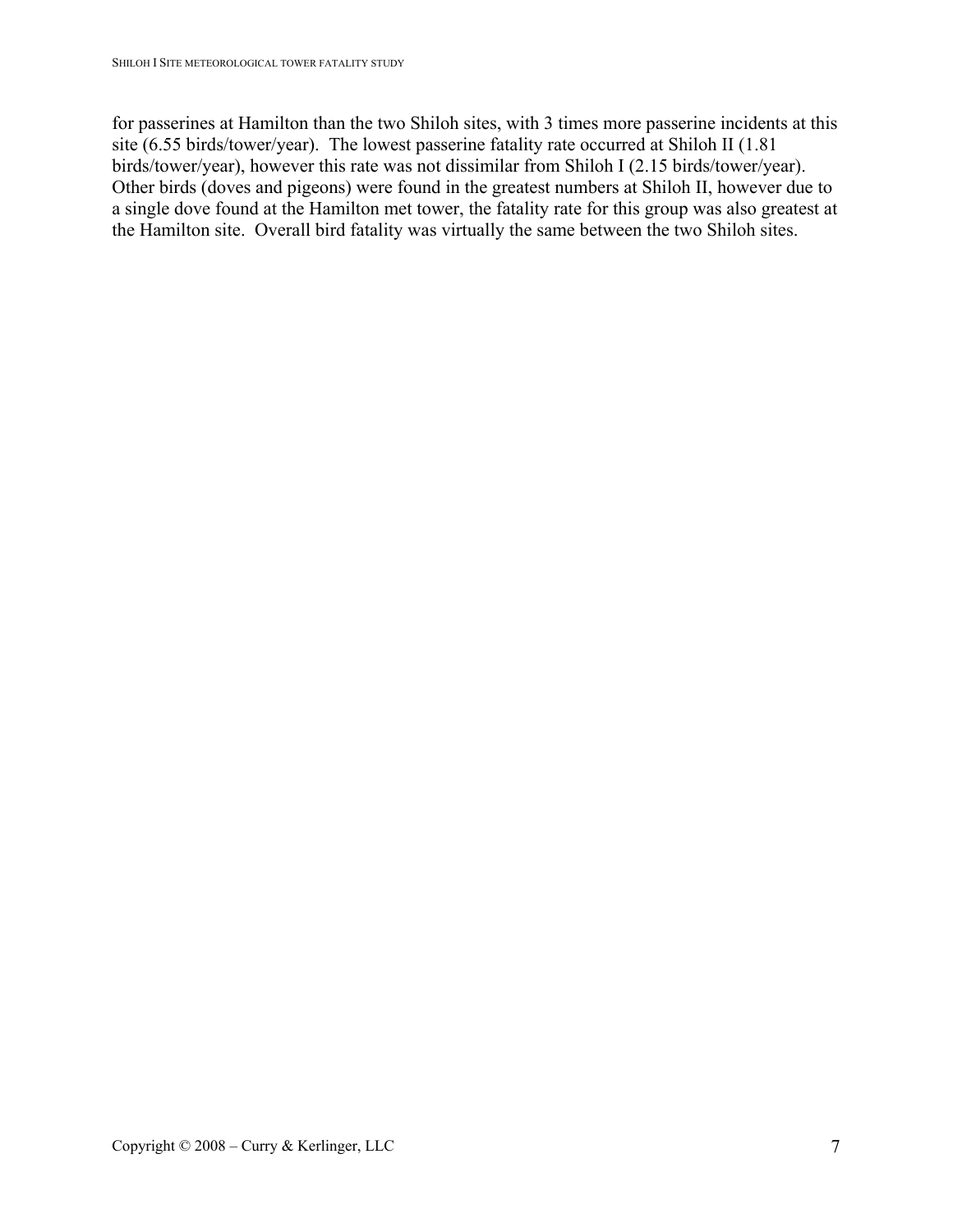for passerines at Hamilton than the two Shiloh sites, with 3 times more passerine incidents at this site (6.55 birds/tower/year). The lowest passerine fatality rate occurred at Shiloh II (1.81 birds/tower/year), however this rate was not dissimilar from Shiloh I (2.15 birds/tower/year). Other birds (doves and pigeons) were found in the greatest numbers at Shiloh II, however due to a single dove found at the Hamilton met tower, the fatality rate for this group was also greatest at the Hamilton site. Overall bird fatality was virtually the same between the two Shiloh sites.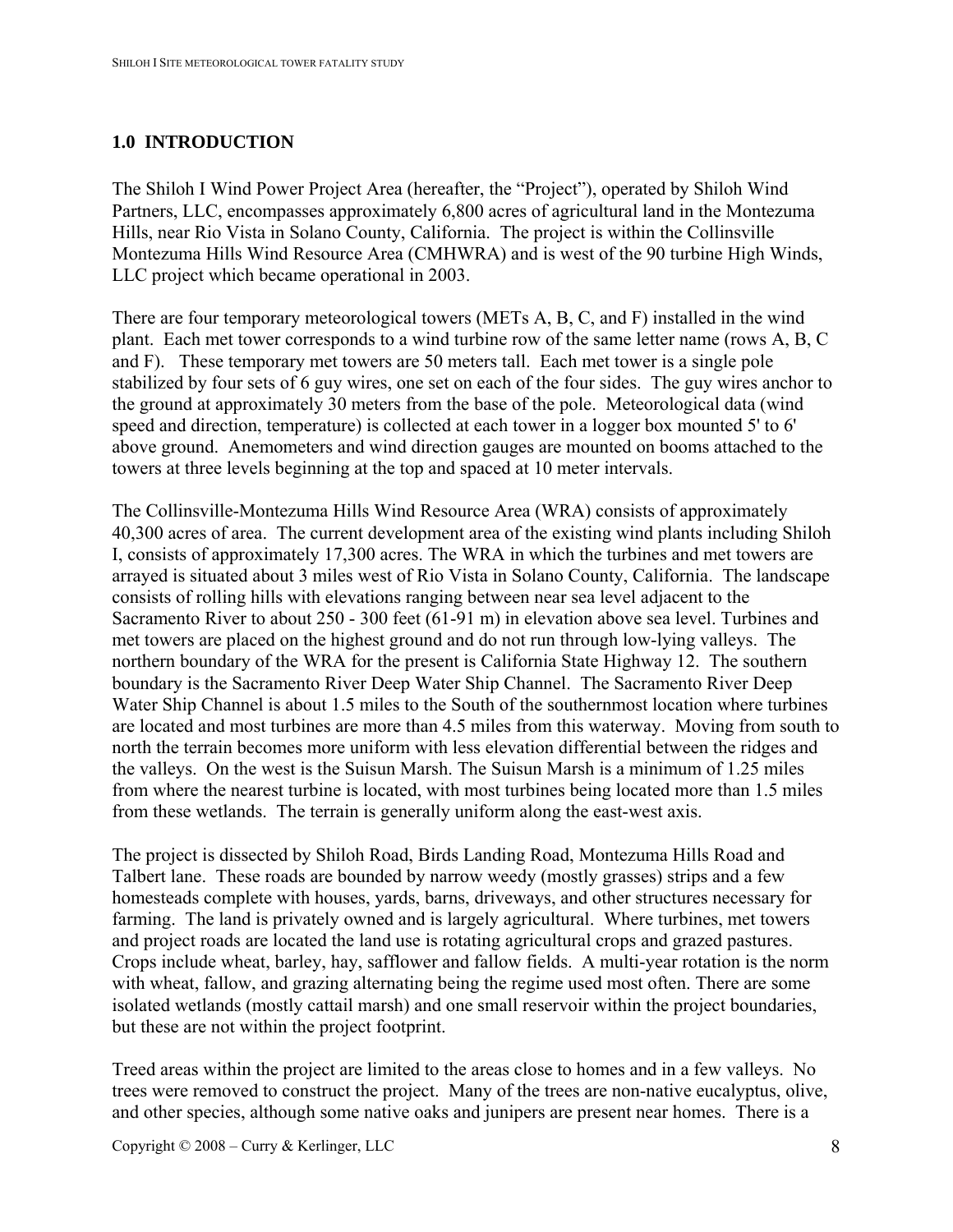## 1.0 INTRODUCTION

The Shiloh I Wind Power Project Area (hereafter, the "Project"), operated by Shiloh Wind Partners, LLC, encompasses approximately 6,800 acres of agricultural land in the Montezuma Hills, near Rio Vista in Solano County, California. The project is within the Collinsville Montezuma Hills Wind Resource Area (CMHWRA) and is west of the 90 turbine High Winds, LLC project which became operational in 2003.

There are four temporary meteorological towers (METs A, B, C, and F) installed in the wind plant. Each met tower corresponds to a wind turbine row of the same letter name (rows A, B, C and F). These temporary met towers are 50 meters tall. Each met tower is a single pole stabilized by four sets of 6 guy wires, one set on each of the four sides. The guy wires anchor to the ground at approximately 30 meters from the base of the pole. Meteorological data (wind speed and direction, temperature) is collected at each tower in a logger box mounted 5' to 6' above ground. Anemometers and wind direction gauges are mounted on booms attached to the towers at three levels beginning at the top and spaced at 10 meter intervals.

The Collinsville-Montezuma Hills Wind Resource Area (WRA) consists of approximately 40,300 acres of area. The current development area of the existing wind plants including Shiloh I, consists of approximately 17,300 acres. The WRA in which the turbines and met towers are arrayed is situated about 3 miles west of Rio Vista in Solano County, California. The landscape consists of rolling hills with elevations ranging between near sea level adjacent to the Sacramento River to about 250 - 300 feet (61-91 m) in elevation above sea level. Turbines and met towers are placed on the highest ground and do not run through low-lying valleys. The northern boundary of the WRA for the present is California State Highway 12. The southern boundary is the Sacramento River Deep Water Ship Channel. The Sacramento River Deep Water Ship Channel is about 1.5 miles to the South of the southernmost location where turbines are located and most turbines are more than 4.5 miles from this waterway. Moving from south to north the terrain becomes more uniform with less elevation differential between the ridges and the valleys. On the west is the Suisun Marsh. The Suisun Marsh is a minimum of 1.25 miles from where the nearest turbine is located, with most turbines being located more than 1.5 miles from these wetlands. The terrain is generally uniform along the east-west axis.

The project is dissected by Shiloh Road, Birds Landing Road, Montezuma Hills Road and Talbert lane. These roads are bounded by narrow weedy (mostly grasses) strips and a few homesteads complete with houses, yards, barns, driveways, and other structures necessary for farming. The land is privately owned and is largely agricultural. Where turbines, met towers and project roads are located the land use is rotating agricultural crops and grazed pastures. Crops include wheat, barley, hay, safflower and fallow fields. A multi-year rotation is the norm with wheat, fallow, and grazing alternating being the regime used most often. There are some isolated wetlands (mostly cattail marsh) and one small reservoir within the project boundaries, but these are not within the project footprint.

Treed areas within the project are limited to the areas close to homes and in a few valleys. No trees were removed to construct the project. Many of the trees are non-native eucalyptus, olive, and other species, although some native oaks and junipers are present near homes. There is a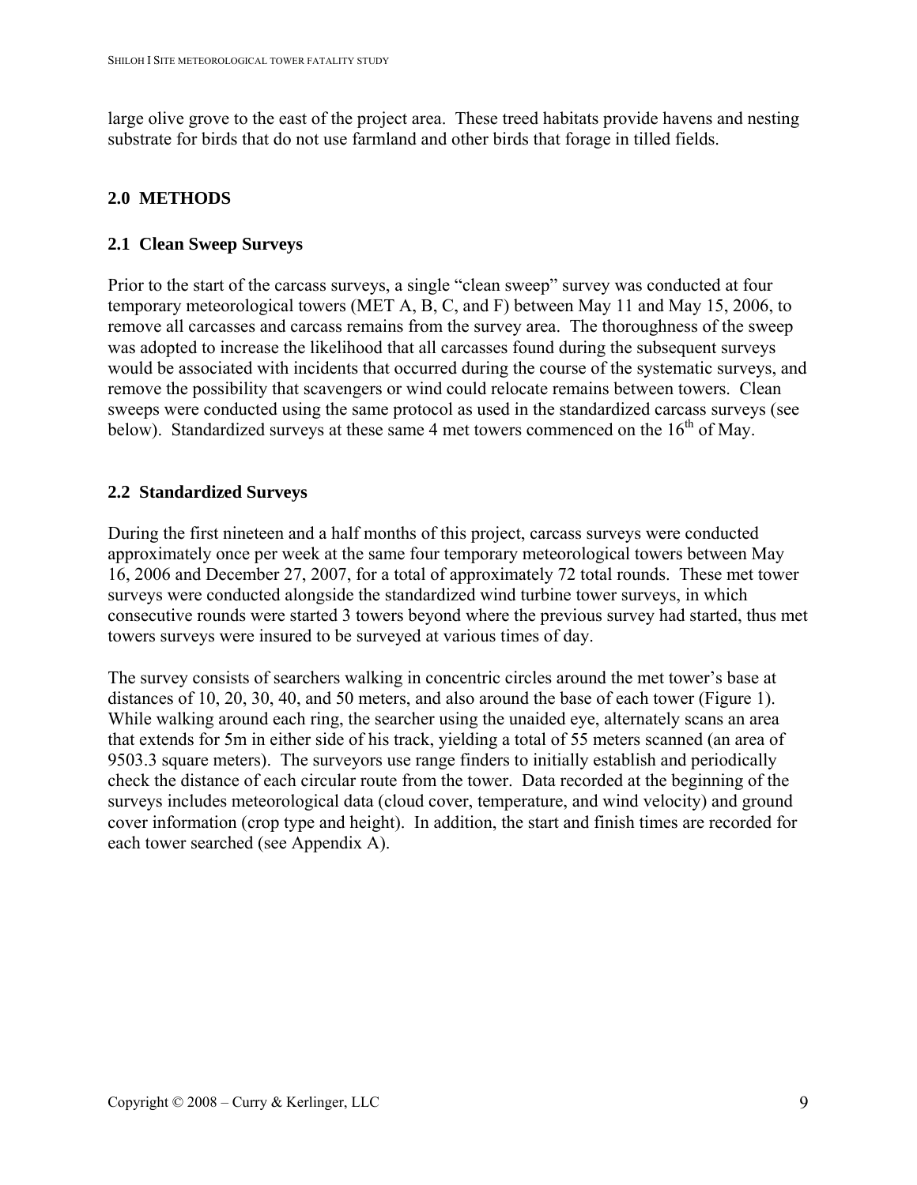large olive grove to the east of the project area.  These treed habitats provide havens and nesting substrate for birds that do not use farmland and other birds that forage in tilled fields.

## 2.0 METHODS

### 2.1 Clean Sweep Surveys

Prior to the start of the carcass surveys, a single "clean sweep" survey was conducted at four temporary meteorological towers (MET A, B, C, and F) between May 11 and May 15, 2006, to remove all carcasses and carcass remains from the survey area.  The thoroughness of the sweep was adopted to increase the likelihood that all carcasses found during the subsequent surveys would be associated with incidents that occurred during the course of the systematic surveys, and remove the possibility that scavengers or wind could relocate remains between towers.  Clean sweeps were conducted using the same protocol as used in the standardized carcass surveys (see below).  Standardized surveys at these same 4 met towers commenced on the 16th of May.

### 2.2 Standardized Surveys

During the first nineteen and a half months of this project, carcass surveys were conducted approximately once per week at the same four temporary meteorological towers between May 16, 2006 and December 27, 2007, for a total of approximately 72 total rounds.  These met tower surveys were conducted alongside the standardized wind turbine tower surveys, in which consecutive rounds were started 3 towers beyond where the previous survey had started, thus met towers surveys were insured to be surveyed at various times of day.

The survey consists of searchers walking in concentric circles around the met tower's base at distances of 10, 20, 30, 40, and 50 meters, and also around the base of each tower (Figure 1). While walking around each ring, the searcher using the unaided eye, alternately scans an area that extends for 5m in either side of his track, yielding a total of 55 meters scanned (an area of 9503.3 square meters).  The surveyors use range finders to initially establish and periodically check the distance of each circular route from the tower.  Data recorded at the beginning of the surveys includes meteorological data (cloud cover, temperature, and wind velocity) and ground cover information (crop type and height).  In addition, the start and finish times are recorded for each tower searched (see Appendix A).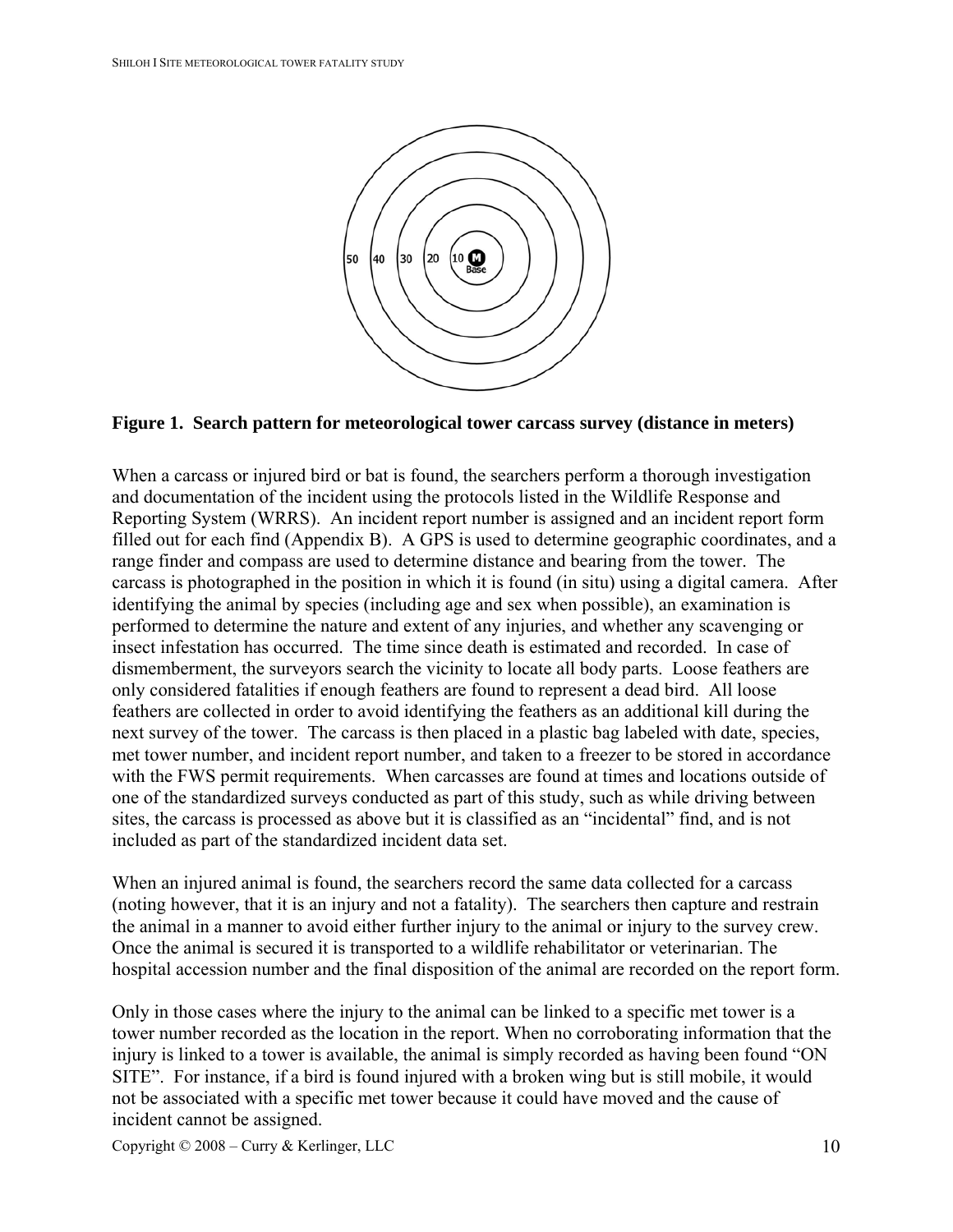**Figure 1. Search pattern for meteorological tower carcass survey (distance in meters)**

When a carcass or injured bird or bat is found, the searchers perform a thorough investigation and documentation of the incident using the protocols listed in the Wildlife Response and Reporting System (WRRS). An incident report number is assigned and an incident report form filled out for each find (Appendix B). A GPS is used to determine geographic coordinates, and a range finder and compass are used to determine distance and bearing from the tower. The carcass is photographed in the position in which it is found (in situ) using a digital camera. After identifying the animal by species (including age and sex when possible), an examination is performed to determine the nature and extent of any injuries, and whether any scavenging or insect infestation has occurred. The time since death is estimated and recorded. In case of dismemberment, the surveyors search the vicinity to locate all body parts. Loose feathers are only considered fatalities if enough feathers are found to represent a dead bird. All loose feathers are collected in order to avoid identifying the feathers as an additional kill during the next survey of the tower. The carcass is then placed in a plastic bag labeled with date, species, met tower number, and incident report number, and taken to a freezer to be stored in accordance with the FWS permit requirements. When carcasses are found at times and locations outside of one of the standardized surveys conducted as part of this study, such as while driving between sites, the carcass is processed as above but it is classified as an "incidental" find, and is not included as part of the standardized incident data set.

When an injured animal is found, the searchers record the same data collected for a carcass (noting however, that it is an injury and not a fatality). The searchers then capture and restrain the animal in a manner to avoid either further injury to the animal or injury to the survey crew. Once the animal is secured it is transported to a wildlife rehabilitator or veterinarian. The hospital accession number and the final disposition of the animal are recorded on the report form.

Only in those cases where the injury to the animal can be linked to a specific met tower is a tower number recorded as the location in the report. When no corroborating information that the injury is linked to a tower is available, the animal is simply recorded as having been found "ON SITE". For instance, if a bird is found injured with a broken wing but is still mobile, it would not be associated with a specific met tower because it could have moved and the cause of incident cannot be assigned.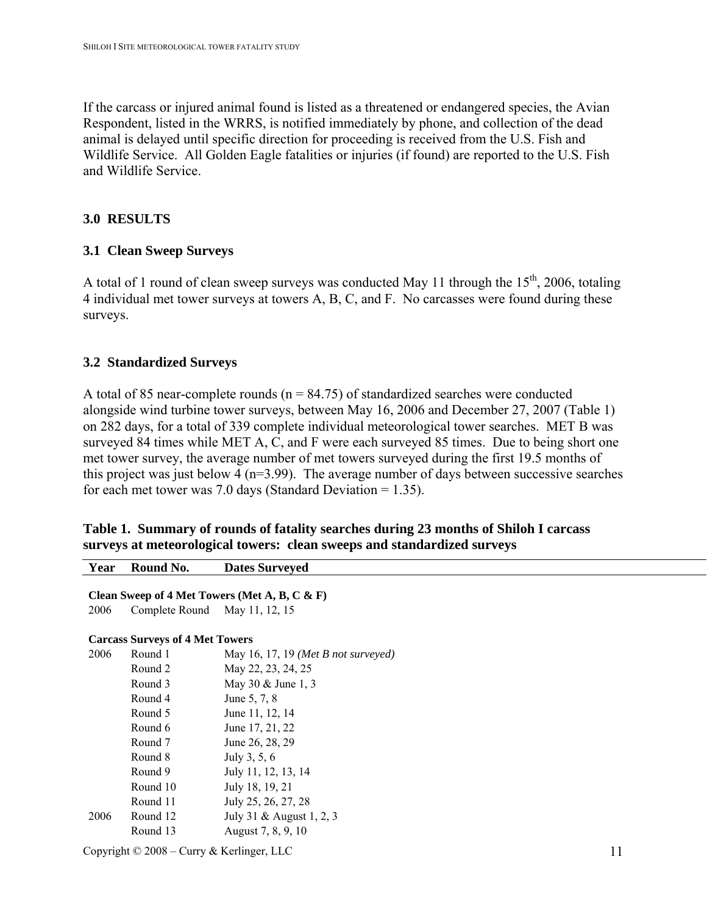If the carcass or injured animal found is listed as a threatened or endangered species, the Avian Respondent, listed in the WRRS, is notified immediately by phone, and collection of the dead animal is delayed until specific direction for proceeding is received from the U.S. Fish and Wildlife Service. All Golden Eagle fatalities or injuries (if found) are reported to the U.S. Fish and Wildlife Service.

## 3.0 RESULTS

### 3.1 Clean Sweep Surveys

A total of 1 round of clean sweep surveys was conducted May 11 through the 15th, 2006, totaling 4 individual met tower surveys at towers A, B, C, and F. No carcasses were found during these surveys.

### 3.2 Standardized Surveys

A total of 85 near-complete rounds (n = 84.75) of standardized searches were conducted alongside wind turbine tower surveys, between May 16, 2006 and December 27, 2007 (Table 1) on 282 days, for a total of 339 complete individual meteorological tower searches. MET B was surveyed 84 times while MET A, C, and F were each surveyed 85 times. Due to being short one met tower survey, the average number of met towers surveyed during the first 19.5 months of this project was just below 4 (n=3.99). The average number of days between successive searches for each met tower was 7.0 days (Standard Deviation = 1.35).

**Table 1. Summary of rounds of fatality searches during 23 months of Shiloh I carcass surveys at meteorological towers: clean sweeps and standardized surveys**

| Year | Round No. | Dates Surveyed |
|---|---|---|
| **Clean Sweep of 4 Met Towers (Met A, B, C & F)** | | |
| 2006 | Complete Round | May 11, 12, 15 |
| **Carcass Surveys of 4 Met Towers** | | |
| 2006 | Round 1 | May 16, 17, 19 *(Met B not surveyed)* |
| | Round 2 | May 22, 23, 24, 25 |
| | Round 3 | May 30 & June 1, 3 |
| | Round 4 | June 5, 7, 8 |
| | Round 5 | June 11, 12, 14 |
| | Round 6 | June 17, 21, 22 |
| | Round 7 | June 26, 28, 29 |
| | Round 8 | July 3, 5, 6 |
| | Round 9 | July 11, 12, 13, 14 |
| | Round 10 | July 18, 19, 21 |
| | Round 11 | July 25, 26, 27, 28 |
| 2006 | Round 12 | July 31 & August 1, 2, 3 |
| | Round 13 | August 7, 8, 9, 10 |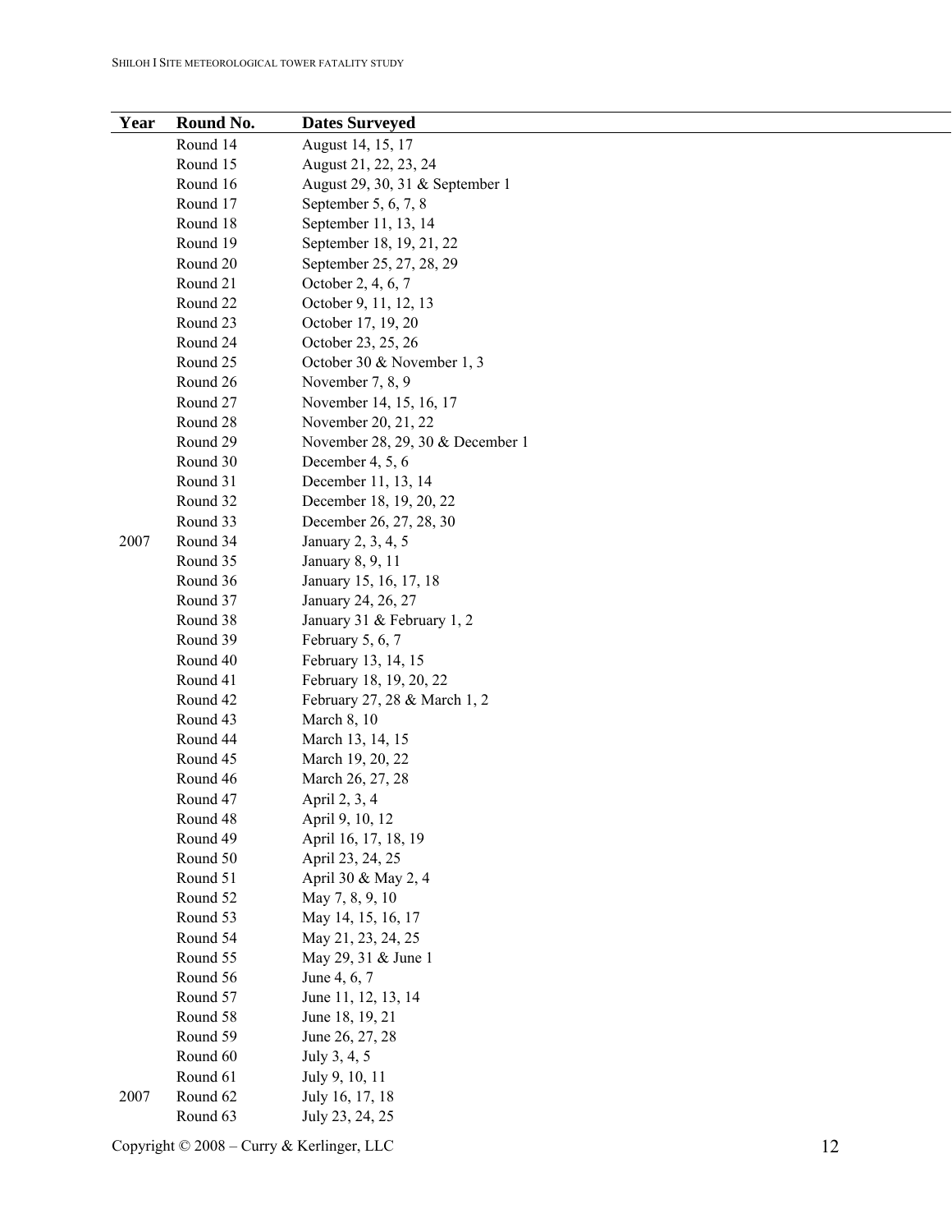| Year | Round No. | Dates Surveyed |
|---|---|---|
| | Round 14 | August 14, 15, 17 |
| | Round 15 | August 21, 22, 23, 24 |
| | Round 16 | August 29, 30, 31 & September 1 |
| | Round 17 | September 5, 6, 7, 8 |
| | Round 18 | September 11, 13, 14 |
| | Round 19 | September 18, 19, 21, 22 |
| | Round 20 | September 25, 27, 28, 29 |
| | Round 21 | October 2, 4, 6, 7 |
| | Round 22 | October 9, 11, 12, 13 |
| | Round 23 | October 17, 19, 20 |
| | Round 24 | October 23, 25, 26 |
| | Round 25 | October 30 & November 1, 3 |
| | Round 26 | November 7, 8, 9 |
| | Round 27 | November 14, 15, 16, 17 |
| | Round 28 | November 20, 21, 22 |
| | Round 29 | November 28, 29, 30 & December 1 |
| | Round 30 | December 4, 5, 6 |
| | Round 31 | December 11, 13, 14 |
| | Round 32 | December 18, 19, 20, 22 |
| | Round 33 | December 26, 27, 28, 30 |
| 2007 | Round 34 | January 2, 3, 4, 5 |
| | Round 35 | January 8, 9, 11 |
| | Round 36 | January 15, 16, 17, 18 |
| | Round 37 | January 24, 26, 27 |
| | Round 38 | January 31 & February 1, 2 |
| | Round 39 | February 5, 6, 7 |
| | Round 40 | February 13, 14, 15 |
| | Round 41 | February 18, 19, 20, 22 |
| | Round 42 | February 27, 28 & March 1, 2 |
| | Round 43 | March 8, 10 |
| | Round 44 | March 13, 14, 15 |
| | Round 45 | March 19, 20, 22 |
| | Round 46 | March 26, 27, 28 |
| | Round 47 | April 2, 3, 4 |
| | Round 48 | April 9, 10, 12 |
| | Round 49 | April 16, 17, 18, 19 |
| | Round 50 | April 23, 24, 25 |
| | Round 51 | April 30 & May 2, 4 |
| | Round 52 | May 7, 8, 9, 10 |
| | Round 53 | May 14, 15, 16, 17 |
| | Round 54 | May 21, 23, 24, 25 |
| | Round 55 | May 29, 31 & June 1 |
| | Round 56 | June 4, 6, 7 |
| | Round 57 | June 11, 12, 13, 14 |
| | Round 58 | June 18, 19, 21 |
| | Round 59 | June 26, 27, 28 |
| | Round 60 | July 3, 4, 5 |
| | Round 61 | July 9, 10, 11 |
| 2007 | Round 62 | July 16, 17, 18 |
| | Round 63 | July 23, 24, 25 |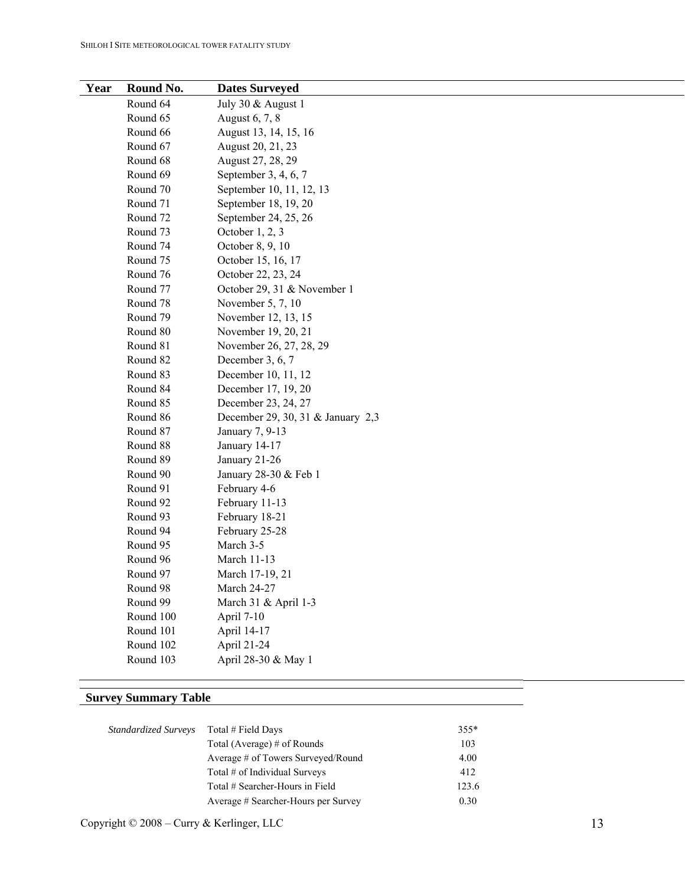| Year | Round No. | Dates Surveyed |
|---|---|---|
| | Round 64 | July 30 & August 1 |
| | Round 65 | August 6, 7, 8 |
| | Round 66 | August 13, 14, 15, 16 |
| | Round 67 | August 20, 21, 23 |
| | Round 68 | August 27, 28, 29 |
| | Round 69 | September 3, 4, 6, 7 |
| | Round 70 | September 10, 11, 12, 13 |
| | Round 71 | September 18, 19, 20 |
| | Round 72 | September 24, 25, 26 |
| | Round 73 | October 1, 2, 3 |
| | Round 74 | October 8, 9, 10 |
| | Round 75 | October 15, 16, 17 |
| | Round 76 | October 22, 23, 24 |
| | Round 77 | October 29, 31 & November 1 |
| | Round 78 | November 5, 7, 10 |
| | Round 79 | November 12, 13, 15 |
| | Round 80 | November 19, 20, 21 |
| | Round 81 | November 26, 27, 28, 29 |
| | Round 82 | December 3, 6, 7 |
| | Round 83 | December 10, 11, 12 |
| | Round 84 | December 17, 19, 20 |
| | Round 85 | December 23, 24, 27 |
| | Round 86 | December 29, 30, 31 & January 2,3 |
| | Round 87 | January 7, 9-13 |
| | Round 88 | January 14-17 |
| | Round 89 | January 21-26 |
| | Round 90 | January 28-30 & Feb 1 |
| | Round 91 | February 4-6 |
| | Round 92 | February 11-13 |
| | Round 93 | February 18-21 |
| | Round 94 | February 25-28 |
| | Round 95 | March 3-5 |
| | Round 96 | March 11-13 |
| | Round 97 | March 17-19, 21 |
| | Round 98 | March 24-27 |
| | Round 99 | March 31 & April 1-3 |
| | Round 100 | April 7-10 |
| | Round 101 | April 14-17 |
| | Round 102 | April 21-24 |
| | Round 103 | April 28-30 & May 1 |

## Survey Summary Table

| | | |
|---|---|---|
| *Standardized Surveys* | Total # Field Days | 355* |
| | Total (Average) # of Rounds | 103 |
| | Average # of Towers Surveyed/Round | 4.00 |
| | Total # of Individual Surveys | 412 |
| | Total # Searcher-Hours in Field | 123.6 |
| | Average # Searcher-Hours per Survey | 0.30 |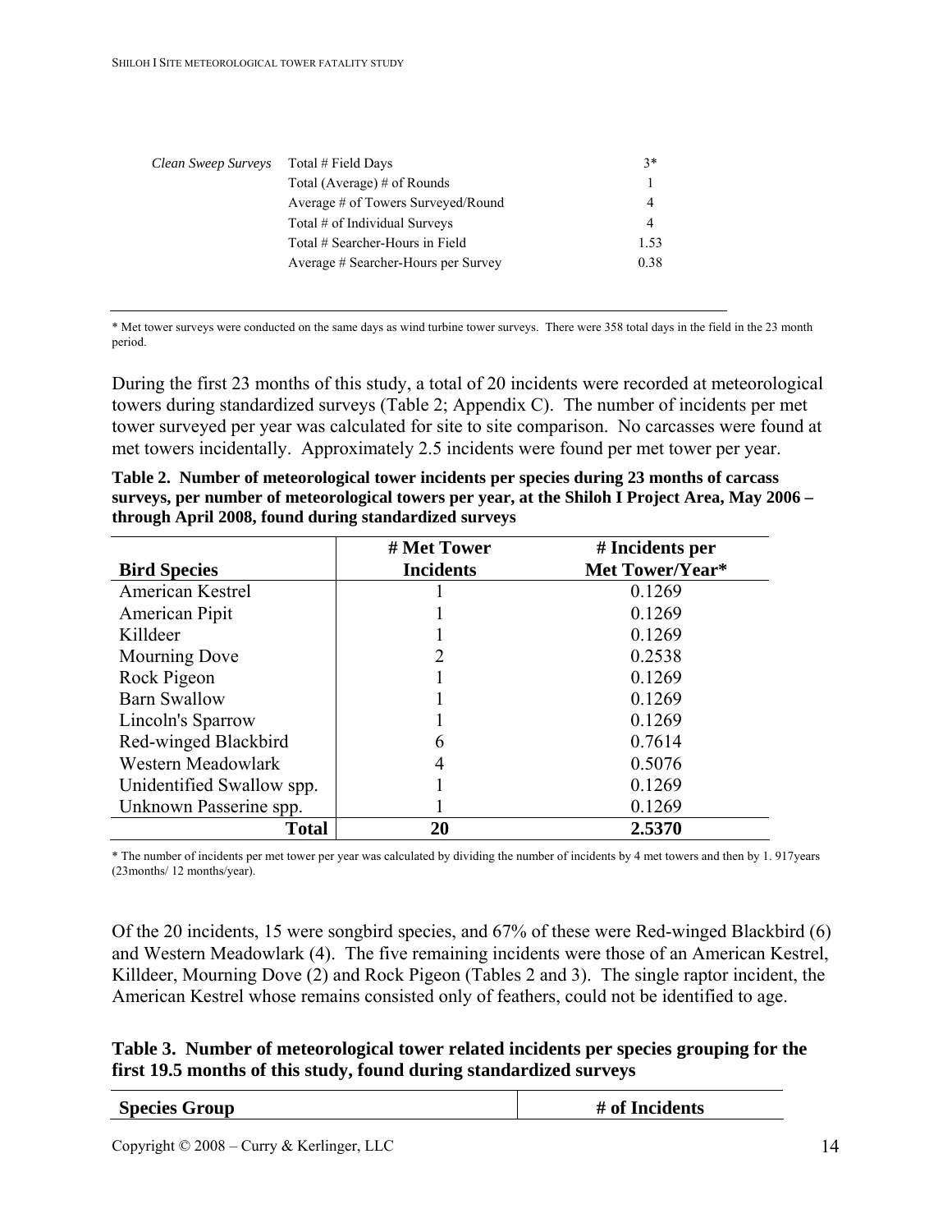| *Clean Sweep Surveys* | Total # Field Days | 3* |
|---|---|---|
| | Total (Average) # of Rounds | 1 |
| | Average # of Towers Surveyed/Round | 4 |
| | Total # of Individual Surveys | 4 |
| | Total # Searcher-Hours in Field | 1.53 |
| | Average # Searcher-Hours per Survey | 0.38 |

* Met tower surveys were conducted on the same days as wind turbine tower surveys. There were 358 total days in the field in the 23 month period.

During the first 23 months of this study, a total of 20 incidents were recorded at meteorological towers during standardized surveys (Table 2; Appendix C). The number of incidents per met tower surveyed per year was calculated for site to site comparison. No carcasses were found at met towers incidentally. Approximately 2.5 incidents were found per met tower per year.

**Table 2. Number of meteorological tower incidents per species during 23 months of carcass surveys, per number of meteorological towers per year, at the Shiloh I Project Area, May 2006 – through April 2008, found during standardized surveys**

| Bird Species | # Met Tower Incidents | # Incidents per Met Tower/Year* |
|---|---|---|
| American Kestrel | 1 | 0.1269 |
| American Pipit | 1 | 0.1269 |
| Killdeer | 1 | 0.1269 |
| Mourning Dove | 2 | 0.2538 |
| Rock Pigeon | 1 | 0.1269 |
| Barn Swallow | 1 | 0.1269 |
| Lincoln's Sparrow | 1 | 0.1269 |
| Red-winged Blackbird | 6 | 0.7614 |
| Western Meadowlark | 4 | 0.5076 |
| Unidentified Swallow spp. | 1 | 0.1269 |
| Unknown Passerine spp. | 1 | 0.1269 |
| **Total** | **20** | **2.5370** |

* The number of incidents per met tower per year was calculated by dividing the number of incidents by 4 met towers and then by 1. 917years (23months/ 12 months/year).

Of the 20 incidents, 15 were songbird species, and 67% of these were Red-winged Blackbird (6) and Western Meadowlark (4). The five remaining incidents were those of an American Kestrel, Killdeer, Mourning Dove (2) and Rock Pigeon (Tables 2 and 3). The single raptor incident, the American Kestrel whose remains consisted only of feathers, could not be identified to age.

**Table 3. Number of meteorological tower related incidents per species grouping for the first 19.5 months of this study, found during standardized surveys**

| Species Group | # of Incidents |
|---|---|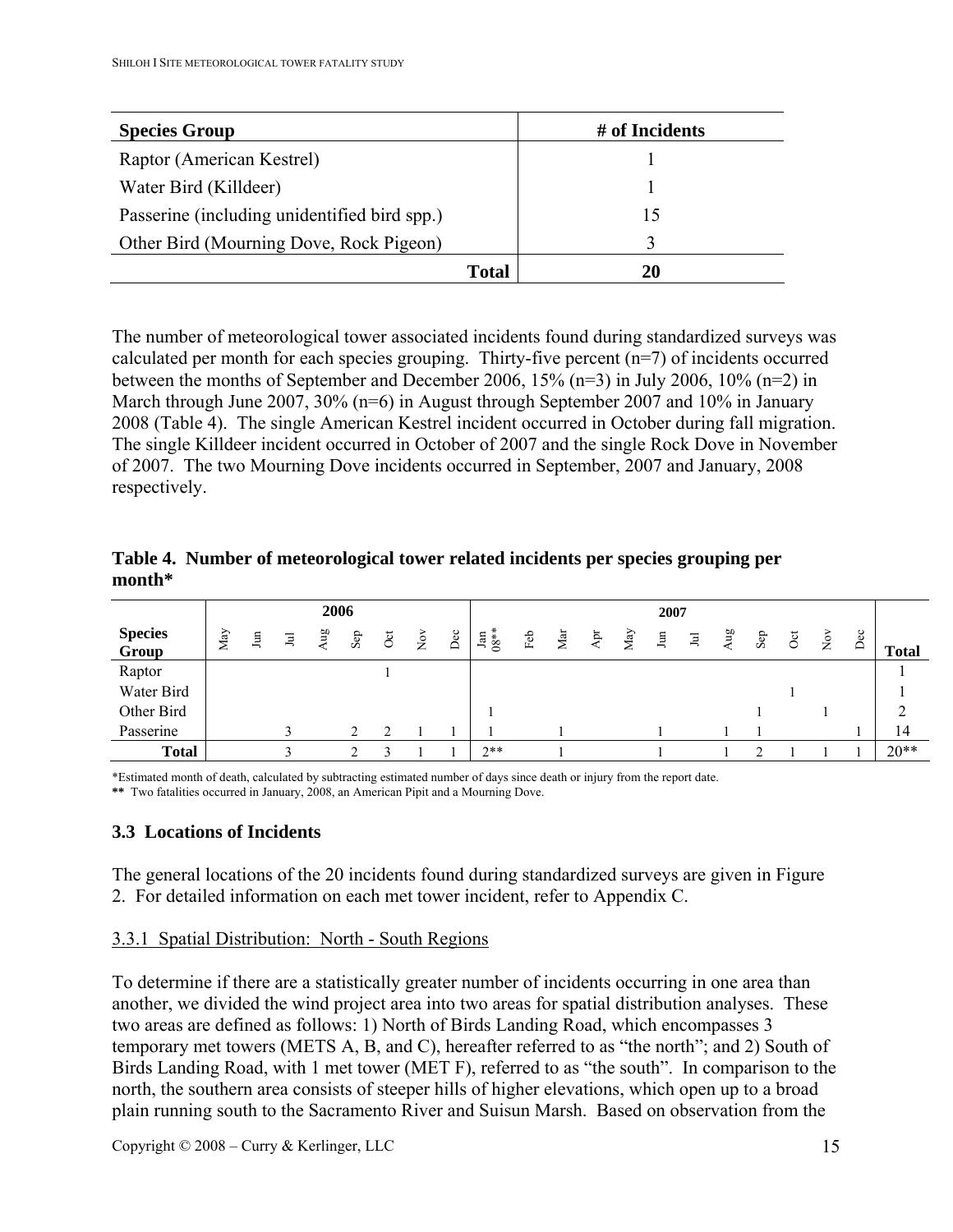| Species Group | # of Incidents |
|---|---|
| Raptor (American Kestrel) | 1 |
| Water Bird (Killdeer) | 1 |
| Passerine (including unidentified bird spp.) | 15 |
| Other Bird (Mourning Dove, Rock Pigeon) | 3 |
| **Total** | **20** |

The number of meteorological tower associated incidents found during standardized surveys was calculated per month for each species grouping. Thirty-five percent (n=7) of incidents occurred between the months of September and December 2006, 15% (n=3) in July 2006, 10% (n=2) in March through June 2007, 30% (n=6) in August through September 2007 and 10% in January 2008 (Table 4). The single American Kestrel incident occurred in October during fall migration. The single Killdeer incident occurred in October of 2007 and the single Rock Dove in November of 2007. The two Mourning Dove incidents occurred in September, 2007 and January, 2008 respectively.

**Table 4. Number of meteorological tower related incidents per species grouping per month***

| | 2006 | | | | | | | | 2007 | | | | | | | | | | | | |
|---|---|---|---|---|---|---|---|---|---|---|---|---|---|---|---|---|---|---|---|---|---|
| **Species Group** | May | Jun | Jul | Aug | Sep | Oct | Nov | Dec | Jan 08** | Feb | Mar | Apr | May | Jun | Jul | Aug | Sep | Oct | Nov | Dec | **Total** |
| Raptor | | | | | | 1 | | | | | | | | | | | | | | | 1 |
| Water Bird | | | | | | | | | | | | | | | | | | 1 | | | 1 |
| Other Bird | | | | | | | | | 1 | | | | | | | | 1 | | 1 | | 2 |
| Passerine | | | 3 | | 2 | 2 | 1 | 1 | 1 | | 1 | | | 1 | | 1 | 1 | | | 1 | 14 |
| **Total** | | | 3 | | 2 | 3 | 1 | 1 | 2** | | 1 | | | 1 | | 1 | 2 | 1 | 1 | 1 | 20** |

*Estimated month of death, calculated by subtracting estimated number of days since death or injury from the report date.

**\*\*** Two fatalities occurred in January, 2008, an American Pipit and a Mourning Dove.

### 3.3 Locations of Incidents

The general locations of the 20 incidents found during standardized surveys are given in Figure 2. For detailed information on each met tower incident, refer to Appendix C.

#### 3.3.1 Spatial Distribution: North - South Regions

To determine if there are a statistically greater number of incidents occurring in one area than another, we divided the wind project area into two areas for spatial distribution analyses. These two areas are defined as follows: 1) North of Birds Landing Road, which encompasses 3 temporary met towers (METS A, B, and C), hereafter referred to as "the north"; and 2) South of Birds Landing Road, with 1 met tower (MET F), referred to as "the south". In comparison to the north, the southern area consists of steeper hills of higher elevations, which open up to a broad plain running south to the Sacramento River and Suisun Marsh. Based on observation from the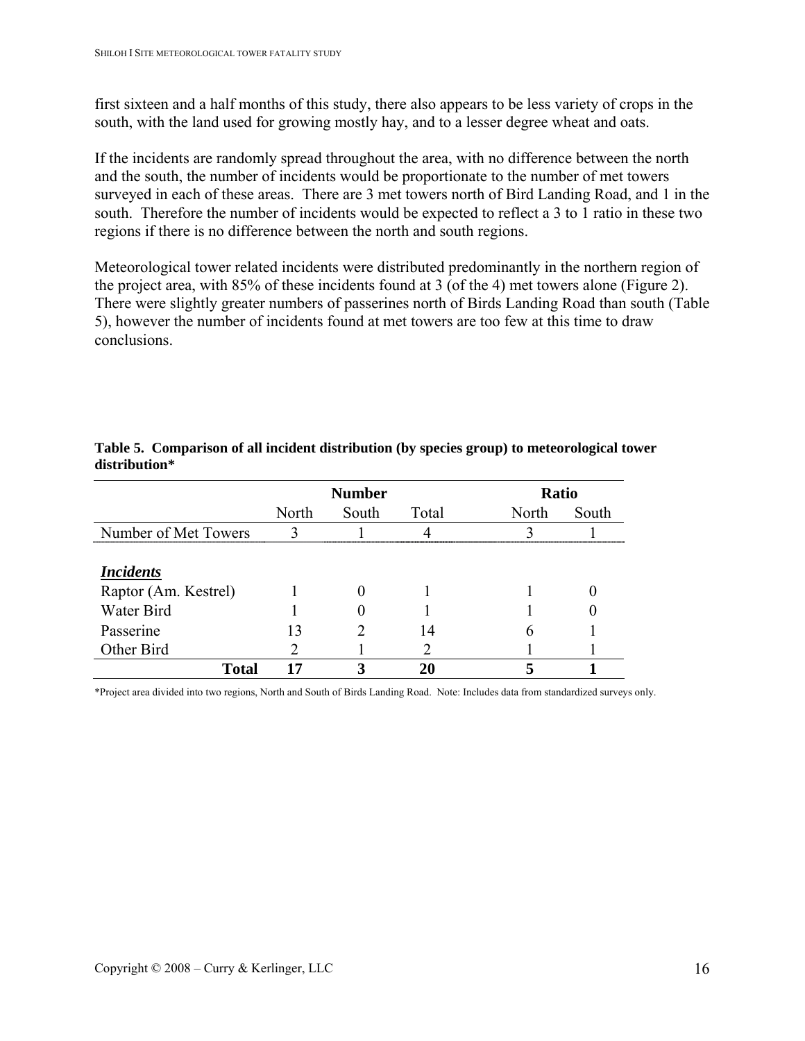first sixteen and a half months of this study, there also appears to be less variety of crops in the south, with the land used for growing mostly hay, and to a lesser degree wheat and oats.

If the incidents are randomly spread throughout the area, with no difference between the north and the south, the number of incidents would be proportionate to the number of met towers surveyed in each of these areas. There are 3 met towers north of Bird Landing Road, and 1 in the south. Therefore the number of incidents would be expected to reflect a 3 to 1 ratio in these two regions if there is no difference between the north and south regions.

Meteorological tower related incidents were distributed predominantly in the northern region of the project area, with 85% of these incidents found at 3 (of the 4) met towers alone (Figure 2). There were slightly greater numbers of passerines north of Birds Landing Road than south (Table 5), however the number of incidents found at met towers are too few at this time to draw conclusions.

**Table 5. Comparison of all incident distribution (by species group) to meteorological tower distribution***

| | Number | | | Ratio | |
|---|---|---|---|---|---|
| | North | South | Total | North | South |
| Number of Met Towers | 3 | 1 | 4 | 3 | 1 |
| ***Incidents*** | | | | | |
| Raptor (Am. Kestrel) | 1 | 0 | 1 | 1 | 0 |
| Water Bird | 1 | 0 | 1 | 1 | 0 |
| Passerine | 13 | 2 | 14 | 6 | 1 |
| Other Bird | 2 | 1 | 2 | 1 | 1 |
| **Total** | **17** | **3** | **20** | **5** | **1** |

*Project area divided into two regions, North and South of Birds Landing Road. Note: Includes data from standardized surveys only.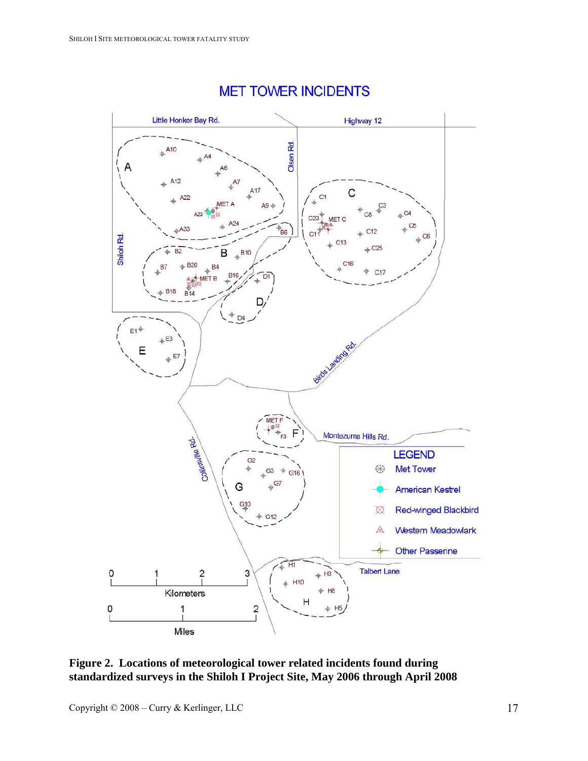**Figure 2. Locations of meteorological tower related incidents found during standardized surveys in the Shiloh I Project Site, May 2006 through April 2008**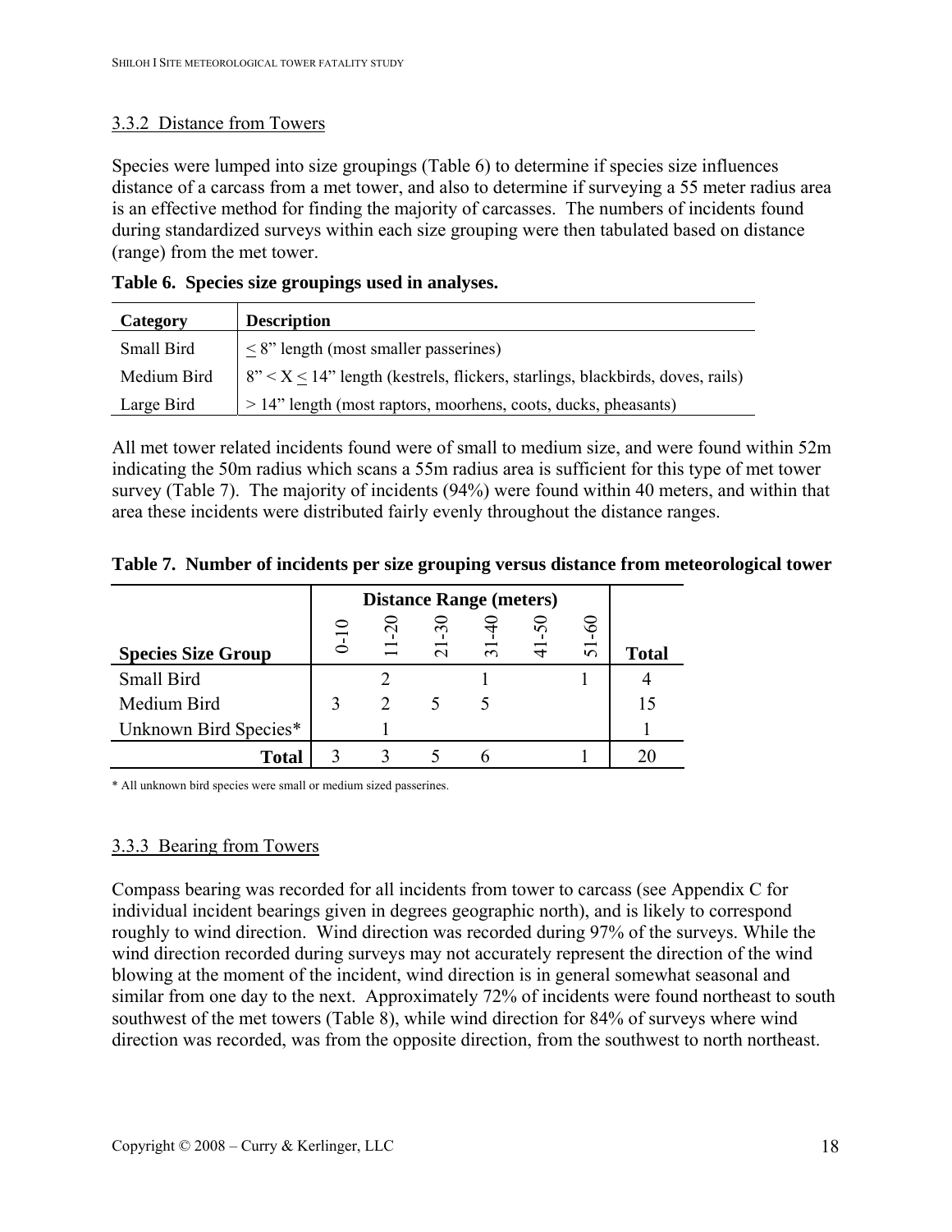### 3.3.2 Distance from Towers

Species were lumped into size groupings (Table 6) to determine if species size influences distance of a carcass from a met tower, and also to determine if surveying a 55 meter radius area is an effective method for finding the majority of carcasses. The numbers of incidents found during standardized surveys within each size grouping were then tabulated based on distance (range) from the met tower.

**Table 6. Species size groupings used in analyses.**

| Category | Description |
|---|---|
| Small Bird | ≤ 8" length (most smaller passerines) |
| Medium Bird | 8" < X ≤ 14" length (kestrels, flickers, starlings, blackbirds, doves, rails) |
| Large Bird | > 14" length (most raptors, moorhens, coots, ducks, pheasants) |

All met tower related incidents found were of small to medium size, and were found within 52m indicating the 50m radius which scans a 55m radius area is sufficient for this type of met tower survey (Table 7). The majority of incidents (94%) were found within 40 meters, and within that area these incidents were distributed fairly evenly throughout the distance ranges.

**Table 7. Number of incidents per size grouping versus distance from meteorological tower**

| | Distance Range (meters) | | | | | | |
|---|---|---|---|---|---|---|---|
| Species Size Group | 0-10 | 11-20 | 21-30 | 31-40 | 41-50 | 51-60 | Total |
| Small Bird | | 2 | | 1 | | 1 | 4 |
| Medium Bird | 3 | 2 | 5 | 5 | | | 15 |
| Unknown Bird Species* | | 1 | | | | | 1 |
| **Total** | 3 | 3 | 5 | 6 | | 1 | 20 |

\* All unknown bird species were small or medium sized passerines.

### 3.3.3 Bearing from Towers

Compass bearing was recorded for all incidents from tower to carcass (see Appendix C for individual incident bearings given in degrees geographic north), and is likely to correspond roughly to wind direction. Wind direction was recorded during 97% of the surveys. While the wind direction recorded during surveys may not accurately represent the direction of the wind blowing at the moment of the incident, wind direction is in general somewhat seasonal and similar from one day to the next. Approximately 72% of incidents were found northeast to south southwest of the met towers (Table 8), while wind direction for 84% of surveys where wind direction was recorded, was from the opposite direction, from the southwest to north northeast.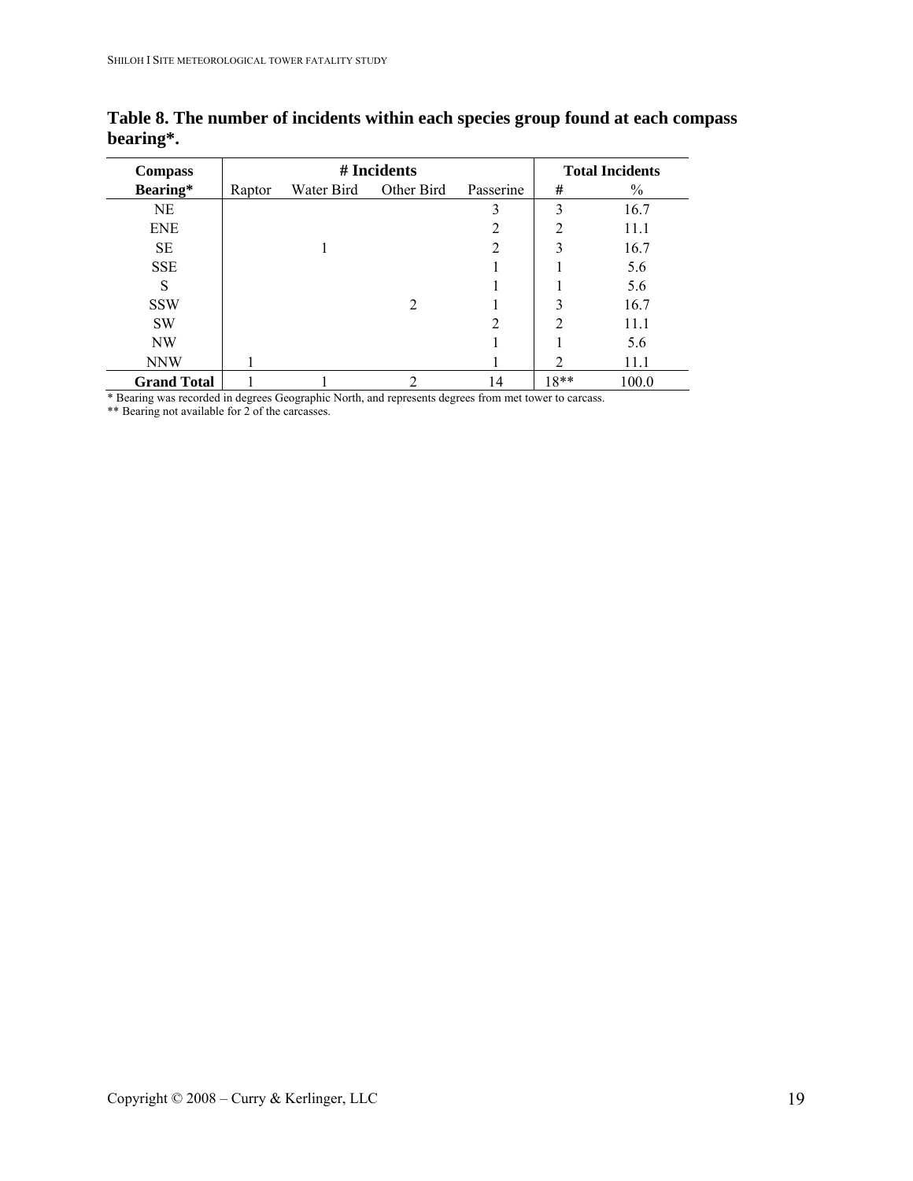**Table 8. The number of incidents within each species group found at each compass bearing*.**

| Compass | # Incidents | | | | Total Incidents | |
|---|---|---|---|---|---|---|
| Bearing* | Raptor | Water Bird | Other Bird | Passerine | # | % |
| NE | | | | 3 | 3 | 16.7 |
| ENE | | | | 2 | 2 | 11.1 |
| SE | | 1 | | 2 | 3 | 16.7 |
| SSE | | | | 1 | 1 | 5.6 |
| S | | | | 1 | 1 | 5.6 |
| SSW | | | 2 | 1 | 3 | 16.7 |
| SW | | | | 2 | 2 | 11.1 |
| NW | | | | 1 | 1 | 5.6 |
| NNW | 1 | | | 1 | 2 | 11.1 |
| **Grand Total** | 1 | 1 | 2 | 14 | 18** | 100.0 |

* Bearing was recorded in degrees Geographic North, and represents degrees from met tower to carcass.

** Bearing not available for 2 of the carcasses.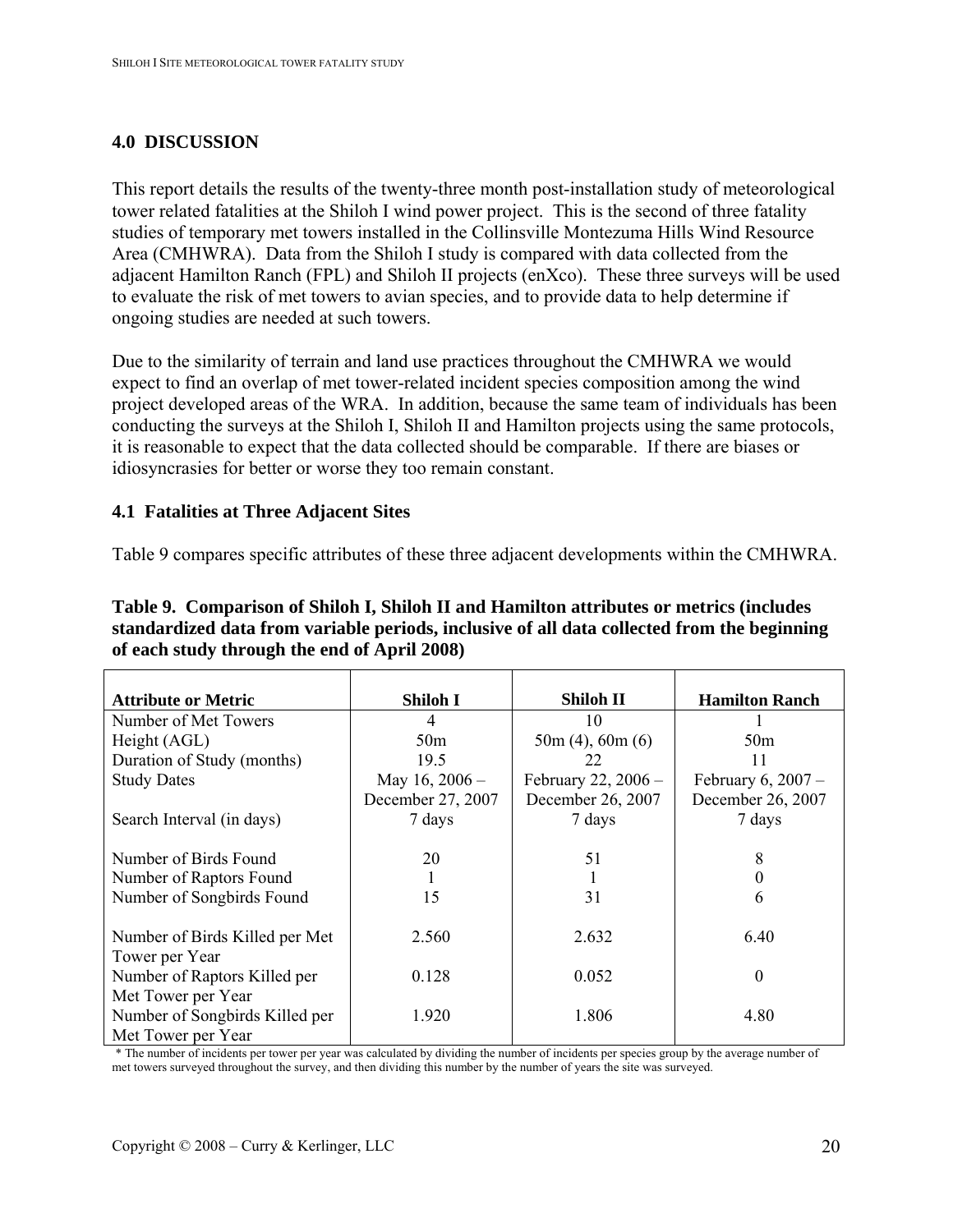## 4.0 DISCUSSION

This report details the results of the twenty-three month post-installation study of meteorological tower related fatalities at the Shiloh I wind power project. This is the second of three fatality studies of temporary met towers installed in the Collinsville Montezuma Hills Wind Resource Area (CMHWRA). Data from the Shiloh I study is compared with data collected from the adjacent Hamilton Ranch (FPL) and Shiloh II projects (enXco). These three surveys will be used to evaluate the risk of met towers to avian species, and to provide data to help determine if ongoing studies are needed at such towers.

Due to the similarity of terrain and land use practices throughout the CMHWRA we would expect to find an overlap of met tower-related incident species composition among the wind project developed areas of the WRA. In addition, because the same team of individuals has been conducting the surveys at the Shiloh I, Shiloh II and Hamilton projects using the same protocols, it is reasonable to expect that the data collected should be comparable. If there are biases or idiosyncrasies for better or worse they too remain constant.

### 4.1 Fatalities at Three Adjacent Sites

Table 9 compares specific attributes of these three adjacent developments within the CMHWRA.

**Table 9. Comparison of Shiloh I, Shiloh II and Hamilton attributes or metrics (includes standardized data from variable periods, inclusive of all data collected from the beginning of each study through the end of April 2008)**

| Attribute or Metric | Shiloh I | Shiloh II | Hamilton Ranch |
|---|---|---|---|
| Number of Met Towers | 4 | 10 | 1 |
| Height (AGL) | 50m | 50m (4), 60m (6) | 50m |
| Duration of Study (months) | 19.5 | 22 | 11 |
| Study Dates | May 16, 2006 – December 27, 2007 | February 22, 2006 – December 26, 2007 | February 6, 2007 – December 26, 2007 |
| Search Interval (in days) | 7 days | 7 days | 7 days |
| Number of Birds Found | 20 | 51 | 8 |
| Number of Raptors Found | 1 | 1 | 0 |
| Number of Songbirds Found | 15 | 31 | 6 |
| Number of Birds Killed per Met Tower per Year | 2.560 | 2.632 | 6.40 |
| Number of Raptors Killed per Met Tower per Year | 0.128 | 0.052 | 0 |
| Number of Songbirds Killed per Met Tower per Year | 1.920 | 1.806 | 4.80 |

\* The number of incidents per tower per year was calculated by dividing the number of incidents per species group by the average number of met towers surveyed throughout the survey, and then dividing this number by the number of years the site was surveyed.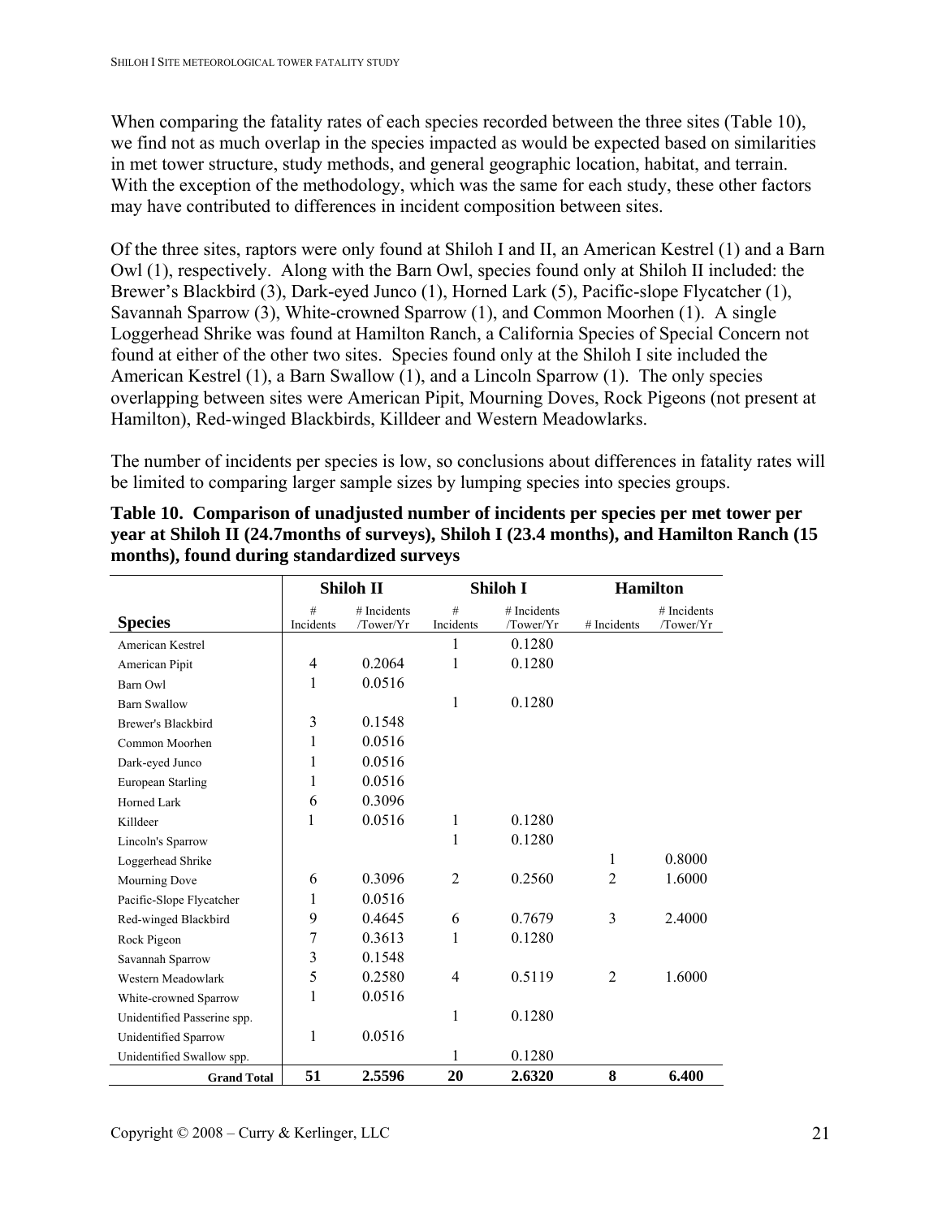When comparing the fatality rates of each species recorded between the three sites (Table 10), we find not as much overlap in the species impacted as would be expected based on similarities in met tower structure, study methods, and general geographic location, habitat, and terrain. With the exception of the methodology, which was the same for each study, these other factors may have contributed to differences in incident composition between sites.

Of the three sites, raptors were only found at Shiloh I and II, an American Kestrel (1) and a Barn Owl (1), respectively. Along with the Barn Owl, species found only at Shiloh II included: the Brewer's Blackbird (3), Dark-eyed Junco (1), Horned Lark (5), Pacific-slope Flycatcher (1), Savannah Sparrow (3), White-crowned Sparrow (1), and Common Moorhen (1). A single Loggerhead Shrike was found at Hamilton Ranch, a California Species of Special Concern not found at either of the other two sites. Species found only at the Shiloh I site included the American Kestrel (1), a Barn Swallow (1), and a Lincoln Sparrow (1). The only species overlapping between sites were American Pipit, Mourning Doves, Rock Pigeons (not present at Hamilton), Red-winged Blackbirds, Killdeer and Western Meadowlarks.

The number of incidents per species is low, so conclusions about differences in fatality rates will be limited to comparing larger sample sizes by lumping species into species groups.

**Table 10. Comparison of unadjusted number of incidents per species per met tower per year at Shiloh II (24.7months of surveys), Shiloh I (23.4 months), and Hamilton Ranch (15 months), found during standardized surveys**

| | Shiloh II | | Shiloh I | | Hamilton | |
|---|---|---|---|---|---|---|
| **Species** | # Incidents | # Incidents /Tower/Yr | # Incidents | # Incidents /Tower/Yr | # Incidents | # Incidents /Tower/Yr |
| American Kestrel | | | 1 | 0.1280 | | |
| American Pipit | 4 | 0.2064 | 1 | 0.1280 | | |
| Barn Owl | 1 | 0.0516 | | | | |
| Barn Swallow | | | 1 | 0.1280 | | |
| Brewer's Blackbird | 3 | 0.1548 | | | | |
| Common Moorhen | 1 | 0.0516 | | | | |
| Dark-eyed Junco | 1 | 0.0516 | | | | |
| European Starling | 1 | 0.0516 | | | | |
| Horned Lark | 6 | 0.3096 | | | | |
| Killdeer | 1 | 0.0516 | 1 | 0.1280 | | |
| Lincoln's Sparrow | | | 1 | 0.1280 | | |
| Loggerhead Shrike | | | | | 1 | 0.8000 |
| Mourning Dove | 6 | 0.3096 | 2 | 0.2560 | 2 | 1.6000 |
| Pacific-Slope Flycatcher | 1 | 0.0516 | | | | |
| Red-winged Blackbird | 9 | 0.4645 | 6 | 0.7679 | 3 | 2.4000 |
| Rock Pigeon | 7 | 0.3613 | 1 | 0.1280 | | |
| Savannah Sparrow | 3 | 0.1548 | | | | |
| Western Meadowlark | 5 | 0.2580 | 4 | 0.5119 | 2 | 1.6000 |
| White-crowned Sparrow | 1 | 0.0516 | | | | |
| Unidentified Passerine spp. | | | 1 | 0.1280 | | |
| Unidentified Sparrow | 1 | 0.0516 | | | | |
| Unidentified Swallow spp. | | | 1 | 0.1280 | | |
| **Grand Total** | **51** | **2.5596** | **20** | **2.6320** | **8** | **6.400** |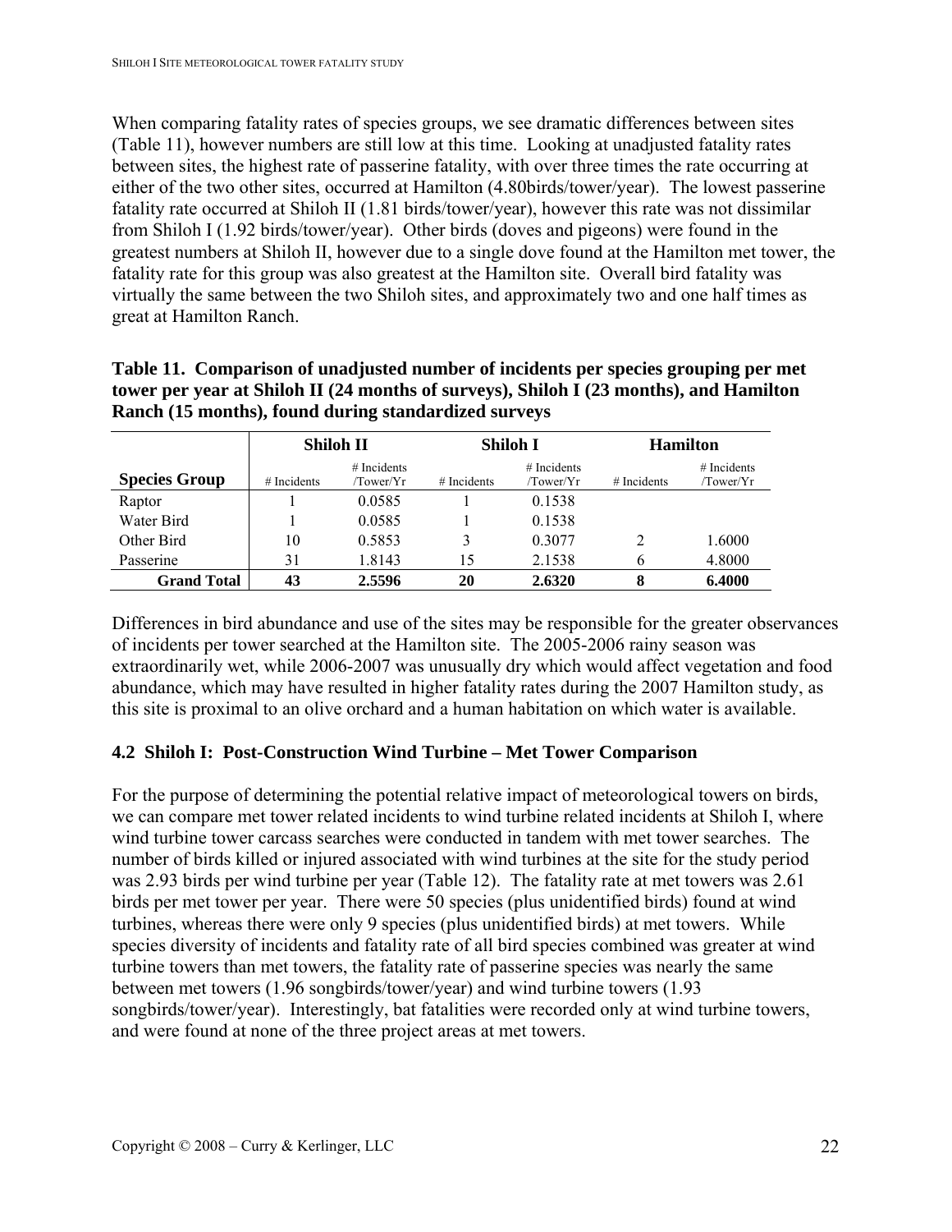When comparing fatality rates of species groups, we see dramatic differences between sites (Table 11), however numbers are still low at this time. Looking at unadjusted fatality rates between sites, the highest rate of passerine fatality, with over three times the rate occurring at either of the two other sites, occurred at Hamilton (4.80birds/tower/year). The lowest passerine fatality rate occurred at Shiloh II (1.81 birds/tower/year), however this rate was not dissimilar from Shiloh I (1.92 birds/tower/year). Other birds (doves and pigeons) were found in the greatest numbers at Shiloh II, however due to a single dove found at the Hamilton met tower, the fatality rate for this group was also greatest at the Hamilton site. Overall bird fatality was virtually the same between the two Shiloh sites, and approximately two and one half times as great at Hamilton Ranch.

**Table 11. Comparison of unadjusted number of incidents per species grouping per met tower per year at Shiloh II (24 months of surveys), Shiloh I (23 months), and Hamilton Ranch (15 months), found during standardized surveys**

| | Shiloh II | | Shiloh I | | Hamilton | |
|---|---|---|---|---|---|---|
| **Species Group** | # Incidents | # Incidents /Tower/Yr | # Incidents | # Incidents /Tower/Yr | # Incidents | # Incidents /Tower/Yr |
| Raptor | 1 | 0.0585 | 1 | 0.1538 | | |
| Water Bird | 1 | 0.0585 | 1 | 0.1538 | | |
| Other Bird | 10 | 0.5853 | 3 | 0.3077 | 2 | 1.6000 |
| Passerine | 31 | 1.8143 | 15 | 2.1538 | 6 | 4.8000 |
| **Grand Total** | **43** | **2.5596** | **20** | **2.6320** | **8** | **6.4000** |

Differences in bird abundance and use of the sites may be responsible for the greater observances of incidents per tower searched at the Hamilton site. The 2005-2006 rainy season was extraordinarily wet, while 2006-2007 was unusually dry which would affect vegetation and food abundance, which may have resulted in higher fatality rates during the 2007 Hamilton study, as this site is proximal to an olive orchard and a human habitation on which water is available.

### 4.2 Shiloh I: Post-Construction Wind Turbine – Met Tower Comparison

For the purpose of determining the potential relative impact of meteorological towers on birds, we can compare met tower related incidents to wind turbine related incidents at Shiloh I, where wind turbine tower carcass searches were conducted in tandem with met tower searches. The number of birds killed or injured associated with wind turbines at the site for the study period was 2.93 birds per wind turbine per year (Table 12). The fatality rate at met towers was 2.61 birds per met tower per year. There were 50 species (plus unidentified birds) found at wind turbines, whereas there were only 9 species (plus unidentified birds) at met towers. While species diversity of incidents and fatality rate of all bird species combined was greater at wind turbine towers than met towers, the fatality rate of passerine species was nearly the same between met towers (1.96 songbirds/tower/year) and wind turbine towers (1.93 songbirds/tower/year). Interestingly, bat fatalities were recorded only at wind turbine towers, and were found at none of the three project areas at met towers.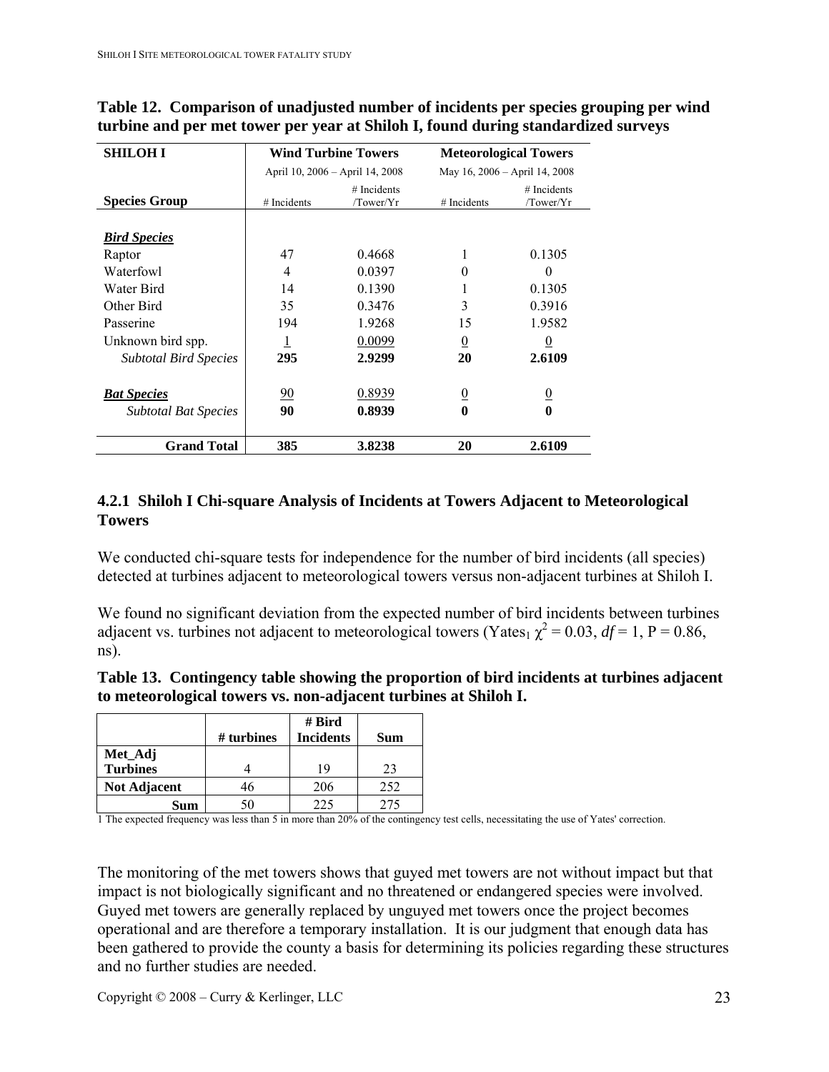**Table 12. Comparison of unadjusted number of incidents per species grouping per wind turbine and per met tower per year at Shiloh I, found during standardized surveys**

| SHILOH I | Wind Turbine Towers | | Meteorological Towers | |
|---|---|---|---|---|
| | April 10, 2006 – April 14, 2008 | | May 16, 2006 – April 14, 2008 | |
| **Species Group** | # Incidents | # Incidents /Tower/Yr | # Incidents | # Incidents /Tower/Yr |
| ***Bird Species*** | | | | |
| Raptor | 47 | 0.4668 | 1 | 0.1305 |
| Waterfowl | 4 | 0.0397 | 0 | 0 |
| Water Bird | 14 | 0.1390 | 1 | 0.1305 |
| Other Bird | 35 | 0.3476 | 3 | 0.3916 |
| Passerine | 194 | 1.9268 | 15 | 1.9582 |
| Unknown bird spp. | 1 | 0.0099 | 0 | 0 |
| *Subtotal Bird Species* | **295** | **2.9299** | **20** | **2.6109** |
| ***Bat Species*** | 90 | 0.8939 | 0 | 0 |
| *Subtotal Bat Species* | **90** | **0.8939** | **0** | **0** |
| **Grand Total** | **385** | **3.8238** | **20** | **2.6109** |

### 4.2.1 Shiloh I Chi-square Analysis of Incidents at Towers Adjacent to Meteorological Towers

We conducted chi-square tests for independence for the number of bird incidents (all species) detected at turbines adjacent to meteorological towers versus non-adjacent turbines at Shiloh I.

We found no significant deviation from the expected number of bird incidents between turbines adjacent vs. turbines not adjacent to meteorological towers (Yates[1] $\chi^2 = 0.03$, $df = 1$, $P = 0.86$, ns).

**Table 13. Contingency table showing the proportion of bird incidents at turbines adjacent to meteorological towers vs. non-adjacent turbines at Shiloh I.**

| | # turbines | # Bird Incidents | Sum |
|---|---|---|---|
| **Met_Adj Turbines** | 4 | 19 | 23 |
| **Not Adjacent** | 46 | 206 | 252 |
| **Sum** | 50 | 225 | 275 |

1 The expected frequency was less than 5 in more than 20% of the contingency test cells, necessitating the use of Yates' correction.

The monitoring of the met towers shows that guyed met towers are not without impact but that impact is not biologically significant and no threatened or endangered species were involved. Guyed met towers are generally replaced by unguyed met towers once the project becomes operational and are therefore a temporary installation. It is our judgment that enough data has been gathered to provide the county a basis for determining its policies regarding these structures and no further studies are needed.

Copyright © 2008 – Curry & Kerlinger, LLC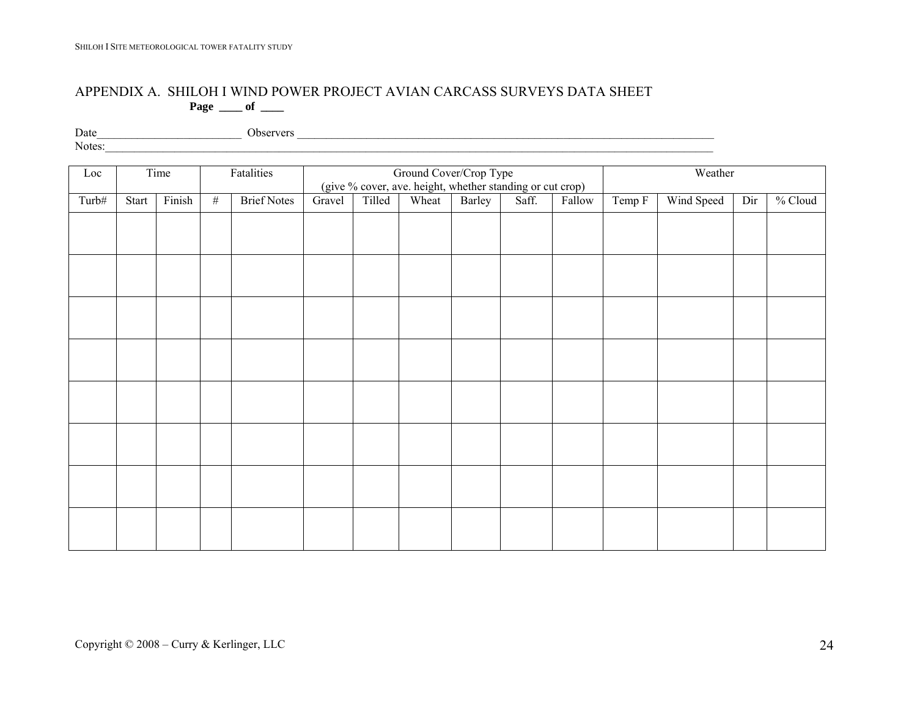## APPENDIX A. SHILOH I WIND POWER PROJECT AVIAN CARCASS SURVEYS DATA SHEET

**Page \_\_\_\_ of \_\_\_\_**

Date\_\_\_\_\_\_\_\_\_\_\_\_\_\_\_\_\_\_\_\_\_\_\_\_\_ Observers \_\_\_\_\_\_\_\_\_\_\_\_\_\_\_\_\_\_\_\_\_\_\_\_\_\_\_\_\_\_\_\_\_\_\_\_\_\_\_\_\_\_\_\_\_\_\_\_\_\_\_\_\_\_\_\_\_\_\_\_\_\_\_\_\_\_\_\_\_\_\_\_\_\_

Notes:\_\_\_\_\_\_\_\_\_\_\_\_\_\_\_\_\_\_\_\_\_\_\_\_\_\_\_\_\_\_\_\_\_\_\_\_\_\_\_\_\_\_\_\_\_\_\_\_\_\_\_\_\_\_\_\_\_\_\_\_\_\_\_\_\_\_\_\_\_\_\_\_\_\_\_\_\_\_\_\_\_\_\_\_\_\_\_\_\_\_\_\_\_\_\_\_\_\_\_\_\_\_\_\_\_\_\_\_

| Loc | Time | | Fatalities | | Ground Cover/Crop Type (give % cover, ave. height, whether standing or cut crop) | | | | | | Weather | | | |
|---|---|---|---|---|---|---|---|---|---|---|---|---|---|---|
| Turb# | Start | Finish | # | Brief Notes | Gravel | Tilled | Wheat | Barley | Saff. | Fallow | Temp F | Wind Speed | Dir | % Cloud |
| | | | | | | | | | | | | | | |
| | | | | | | | | | | | | | | |
| | | | | | | | | | | | | | | |
| | | | | | | | | | | | | | | |
| | | | | | | | | | | | | | | |
| | | | | | | | | | | | | | | |
| | | | | | | | | | | | | | | |
| | | | | | | | | | | | | | | |

Copyright © 2008 – Curry & Kerlinger, LLC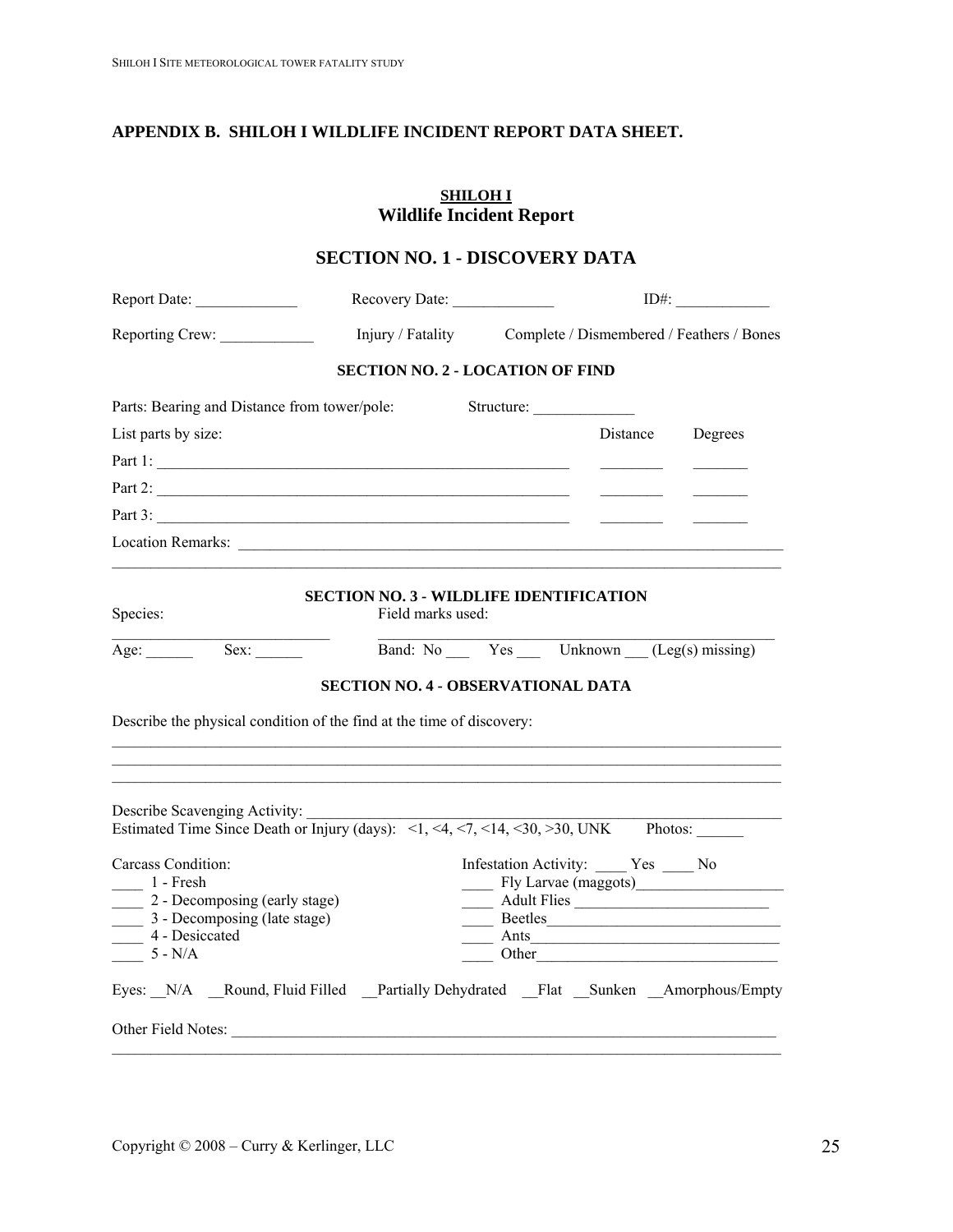## APPENDIX B. SHILOH I WILDLIFE INCIDENT REPORT DATA SHEET.

**SHILOH I**
**Wildlife Incident Report**

### SECTION NO. 1 - DISCOVERY DATA

Report Date: _____________ Recovery Date: _____________ ID#: ____________

Reporting Crew: ____________ Injury / Fatality Complete / Dismembered / Feathers / Bones

**SECTION NO. 2 - LOCATION OF FIND**

Parts: Bearing and Distance from tower/pole: Structure: _____________

| List parts by size: | Distance | Degrees |
|---|---|---|
| Part 1: _______________________________________________ | ________ | _______ |
| Part 2: _______________________________________________ | ________ | _______ |
| Part 3: _______________________________________________ | ________ | _______ |

Location Remarks: ____________________________________________________________________
_____________________________________________________________________________________

**SECTION NO. 3 - WILDLIFE IDENTIFICATION**

Species: Field marks used:
___________________________ _____________________________________________________

Age: ______ Sex: ______ Band: No ___ Yes ___ Unknown ___ (Leg(s) missing)

**SECTION NO. 4 - OBSERVATIONAL DATA**

Describe the physical condition of the find at the time of discovery:
_____________________________________________________________________________________
_____________________________________________________________________________________
_____________________________________________________________________________________

Describe Scavenging Activity: ________________________________________________________
Estimated Time Since Death or Injury (days): <1, <4, <7, <14, <30, >30, UNK Photos: ______

Carcass Condition:
____ 1 - Fresh
____ 2 - Decomposing (early stage)
____ 3 - Decomposing (late stage)
____ 4 - Desiccated
____ 5 - N/A

Infestation Activity: ____ Yes ____ No
____ Fly Larvae (maggots)___________________
____ Adult Flies _________________________
____ Beetles______________________________
____ Ants________________________________
____ Other_______________________________

Eyes: __N/A __Round, Fluid Filled __Partially Dehydrated __Flat __Sunken __Amorphous/Empty

Other Field Notes: ___________________________________________________________________
_____________________________________________________________________________________

Copyright © 2008 – Curry & Kerlinger, LLC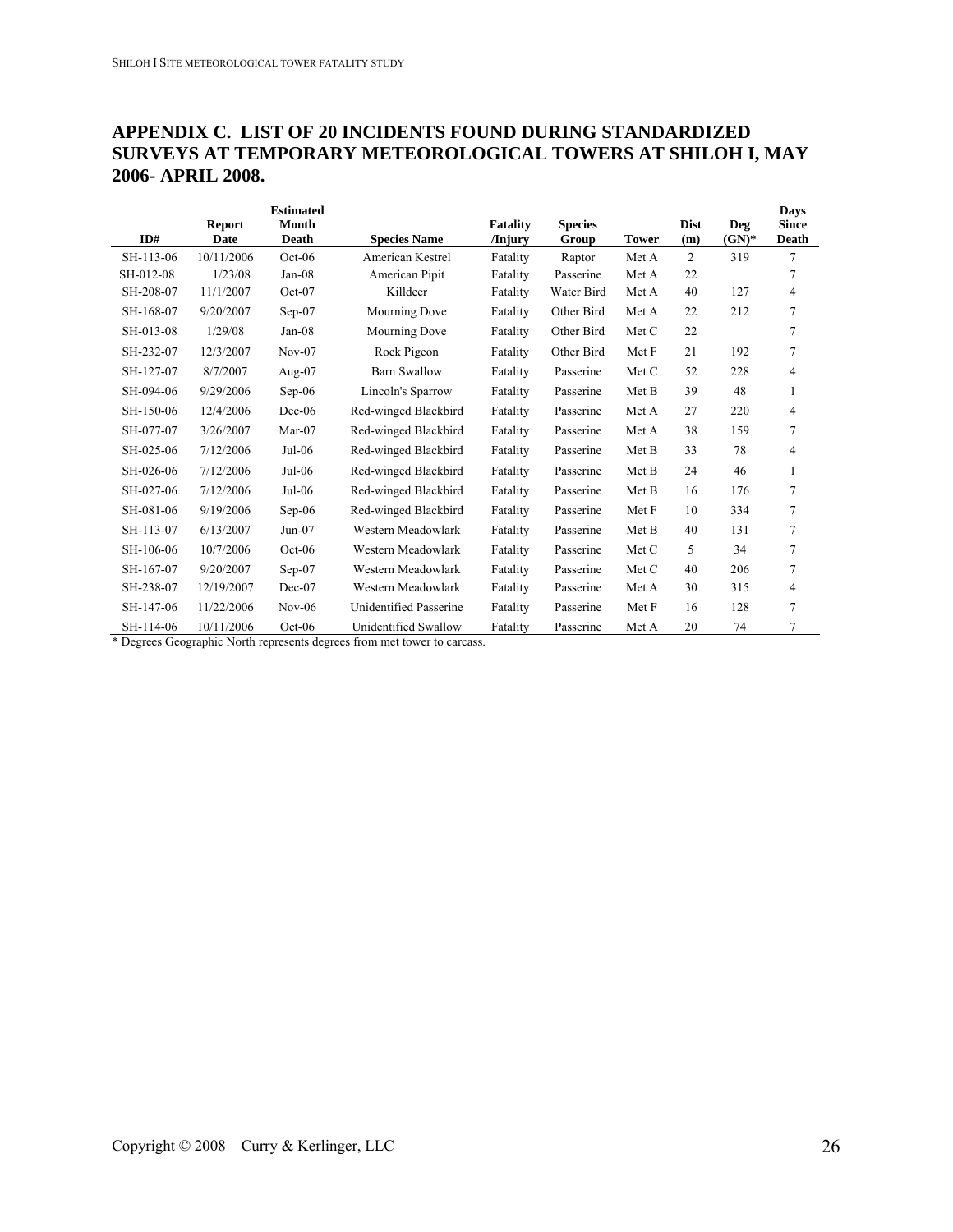## APPENDIX C. LIST OF 20 INCIDENTS FOUND DURING STANDARDIZED SURVEYS AT TEMPORARY METEOROLOGICAL TOWERS AT SHILOH I, MAY 2006- APRIL 2008.

| ID# | Report Date | Estimated Month Death | Species Name | Fatality /Injury | Species Group | Tower | Dist (m) | Deg (GN)* | Days Since Death |
|---|---|---|---|---|---|---|---|---|---|
| SH-113-06 | 10/11/2006 | Oct-06 | American Kestrel | Fatality | Raptor | Met A | 2 | 319 | 7 |
| SH-012-08 | 1/23/08 | Jan-08 | American Pipit | Fatality | Passerine | Met A | 22 | | 7 |
| SH-208-07 | 11/1/2007 | Oct-07 | Killdeer | Fatality | Water Bird | Met A | 40 | 127 | 4 |
| SH-168-07 | 9/20/2007 | Sep-07 | Mourning Dove | Fatality | Other Bird | Met A | 22 | 212 | 7 |
| SH-013-08 | 1/29/08 | Jan-08 | Mourning Dove | Fatality | Other Bird | Met C | 22 | | 7 |
| SH-232-07 | 12/3/2007 | Nov-07 | Rock Pigeon | Fatality | Other Bird | Met F | 21 | 192 | 7 |
| SH-127-07 | 8/7/2007 | Aug-07 | Barn Swallow | Fatality | Passerine | Met C | 52 | 228 | 4 |
| SH-094-06 | 9/29/2006 | Sep-06 | Lincoln's Sparrow | Fatality | Passerine | Met B | 39 | 48 | 1 |
| SH-150-06 | 12/4/2006 | Dec-06 | Red-winged Blackbird | Fatality | Passerine | Met A | 27 | 220 | 4 |
| SH-077-07 | 3/26/2007 | Mar-07 | Red-winged Blackbird | Fatality | Passerine | Met A | 38 | 159 | 7 |
| SH-025-06 | 7/12/2006 | Jul-06 | Red-winged Blackbird | Fatality | Passerine | Met B | 33 | 78 | 4 |
| SH-026-06 | 7/12/2006 | Jul-06 | Red-winged Blackbird | Fatality | Passerine | Met B | 24 | 46 | 1 |
| SH-027-06 | 7/12/2006 | Jul-06 | Red-winged Blackbird | Fatality | Passerine | Met B | 16 | 176 | 7 |
| SH-081-06 | 9/19/2006 | Sep-06 | Red-winged Blackbird | Fatality | Passerine | Met F | 10 | 334 | 7 |
| SH-113-07 | 6/13/2007 | Jun-07 | Western Meadowlark | Fatality | Passerine | Met B | 40 | 131 | 7 |
| SH-106-06 | 10/7/2006 | Oct-06 | Western Meadowlark | Fatality | Passerine | Met C | 5 | 34 | 7 |
| SH-167-07 | 9/20/2007 | Sep-07 | Western Meadowlark | Fatality | Passerine | Met C | 40 | 206 | 7 |
| SH-238-07 | 12/19/2007 | Dec-07 | Western Meadowlark | Fatality | Passerine | Met A | 30 | 315 | 4 |
| SH-147-06 | 11/22/2006 | Nov-06 | Unidentified Passerine | Fatality | Passerine | Met F | 16 | 128 | 7 |
| SH-114-06 | 10/11/2006 | Oct-06 | Unidentified Swallow | Fatality | Passerine | Met A | 20 | 74 | 7 |

* Degrees Geographic North represents degrees from met tower to carcass.